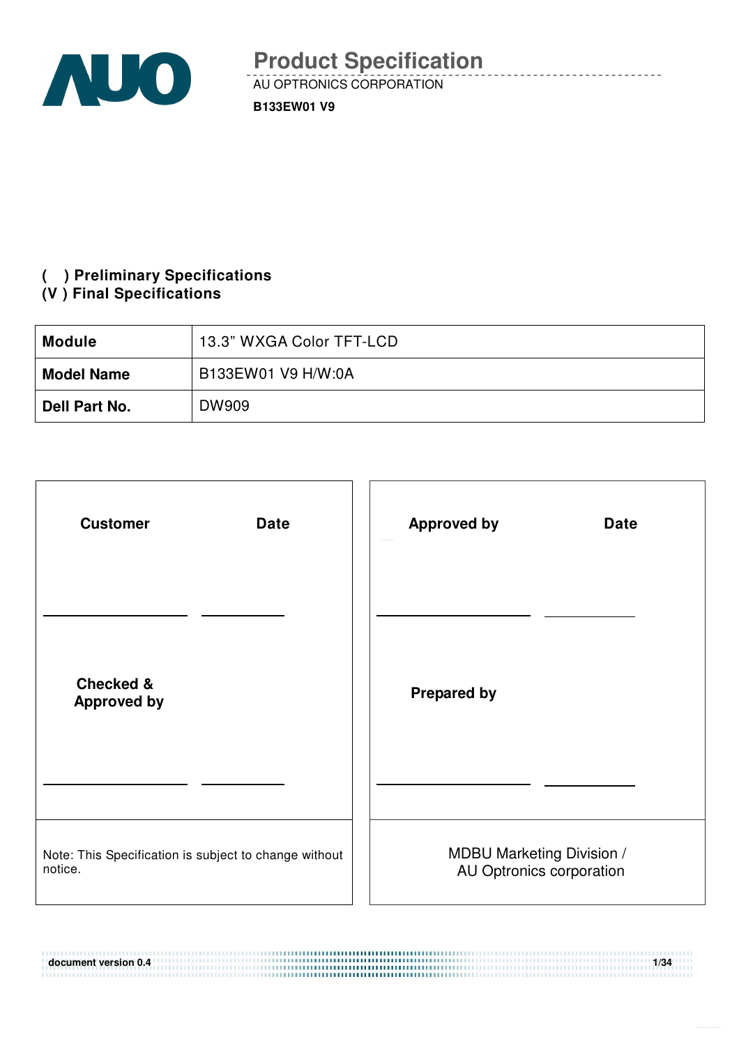# Product Specification

AU OPTRONICS CORPORATION

**B133EW01 V9**

**( ) Preliminary Specifications**
**(V ) Final Specifications**

| **Module** | 13.3" WXGA Color TFT-LCD |
|---|---|
| **Model Name** | B133EW01 V9 H/W:0A |
| **Dell Part No.** | DW909 |

| **Customer** | **Date** | **Approved by** | **Date** |
|---|---|---|---|
| ____________ | ________ | ____________ | ________ |
| **Checked & Approved by** | | **Prepared by** | |
| ____________ | ________ | ____________ | ________ |
| Note: This Specification is subject to change without notice. | | MDBU Marketing Division / AU Optronics corporation | |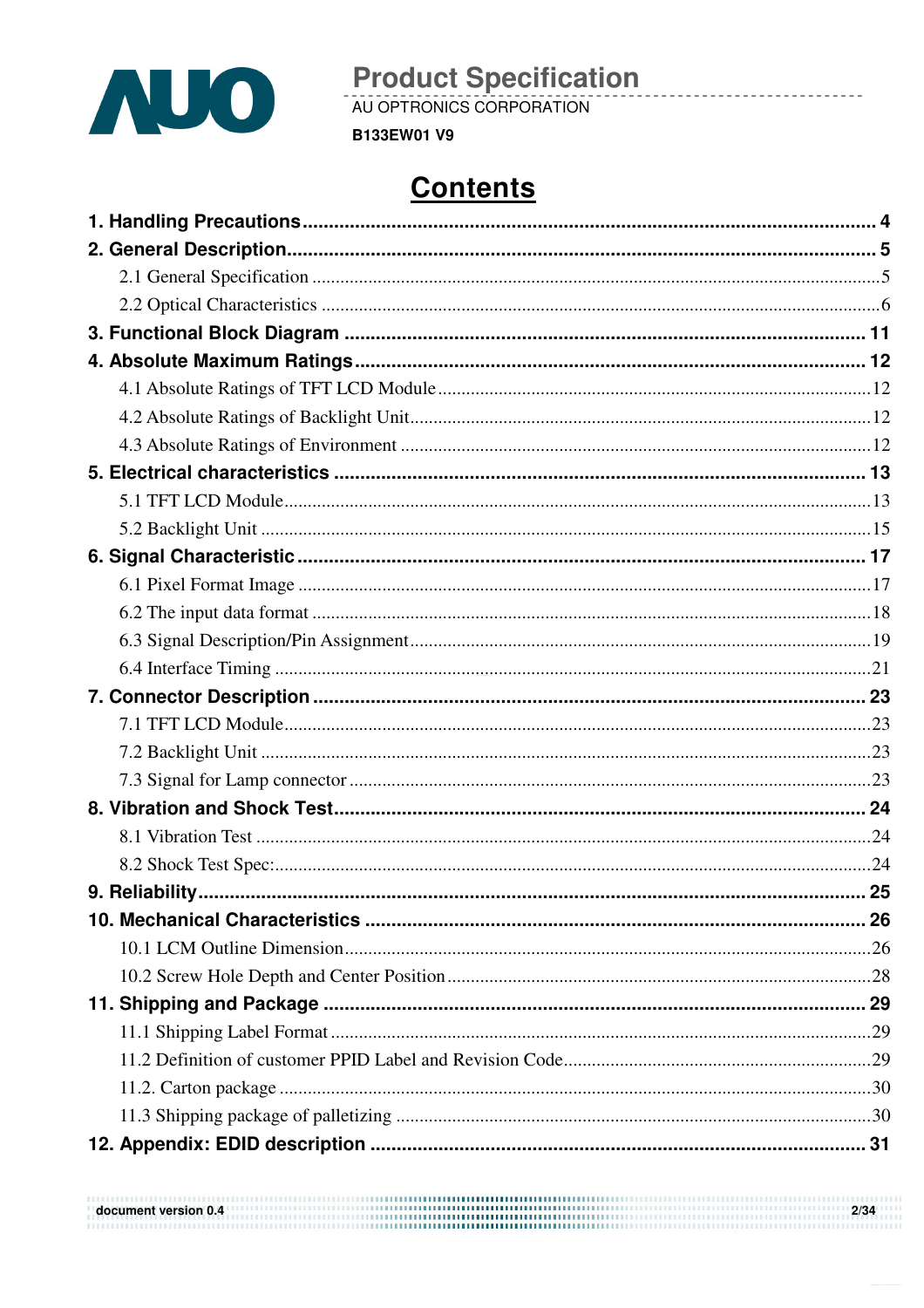# Contents

1. Handling Precautions ........................................................ 4
2. General Description ........................................................ 5
   - 2.1 General Specification ........................................................ 5
   - 2.2 Optical Characteristics ........................................................ 6
3. Functional Block Diagram ........................................................ 11
4. Absolute Maximum Ratings ........................................................ 12
   - 4.1 Absolute Ratings of TFT LCD Module ........................................................ 12
   - 4.2 Absolute Ratings of Backlight Unit ........................................................ 12
   - 4.3 Absolute Ratings of Environment ........................................................ 12
5. Electrical characteristics ........................................................ 13
   - 5.1 TFT LCD Module ........................................................ 13
   - 5.2 Backlight Unit ........................................................ 15
6. Signal Characteristic ........................................................ 17
   - 6.1 Pixel Format Image ........................................................ 17
   - 6.2 The input data format ........................................................ 18
   - 6.3 Signal Description/Pin Assignment ........................................................ 19
   - 6.4 Interface Timing ........................................................ 21
7. Connector Description ........................................................ 23
   - 7.1 TFT LCD Module ........................................................ 23
   - 7.2 Backlight Unit ........................................................ 23
   - 7.3 Signal for Lamp connector ........................................................ 23
8. Vibration and Shock Test ........................................................ 24
   - 8.1 Vibration Test ........................................................ 24
   - 8.2 Shock Test Spec: ........................................................ 24
9. Reliability ........................................................ 25
10. Mechanical Characteristics ........................................................ 26
    - 10.1 LCM Outline Dimension ........................................................ 26
    - 10.2 Screw Hole Depth and Center Position ........................................................ 28
11. Shipping and Package ........................................................ 29
    - 11.1 Shipping Label Format ........................................................ 29
    - 11.2 Definition of customer PPID Label and Revision Code ........................................................ 29
    - 11.2. Carton package ........................................................ 30
    - 11.3 Shipping package of palletizing ........................................................ 30
12. Appendix: EDID description ........................................................ 31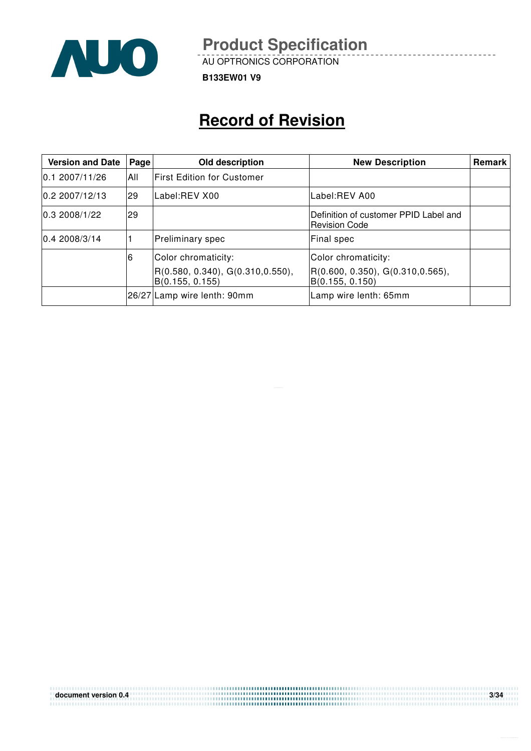# Record of Revision

| Version and Date | Page | Old description | New Description | Remark |
|---|---|---|---|---|
| 0.1 2007/11/26 | All | First Edition for Customer | | |
| 0.2 2007/12/13 | 29 | Label:REV X00 | Label:REV A00 | |
| 0.3 2008/1/22 | 29 | | Definition of customer PPID Label and Revision Code | |
| 0.4 2008/3/14 | 1 | Preliminary spec | Final spec | |
| | 6 | Color chromaticity: R(0.580, 0.340), G(0.310,0.550), B(0.155, 0.155) | Color chromaticity: R(0.600, 0.350), G(0.310,0.565), B(0.155, 0.150) | |
| | 26/27 | Lamp wire lenth: 90mm | Lamp wire lenth: 65mm | |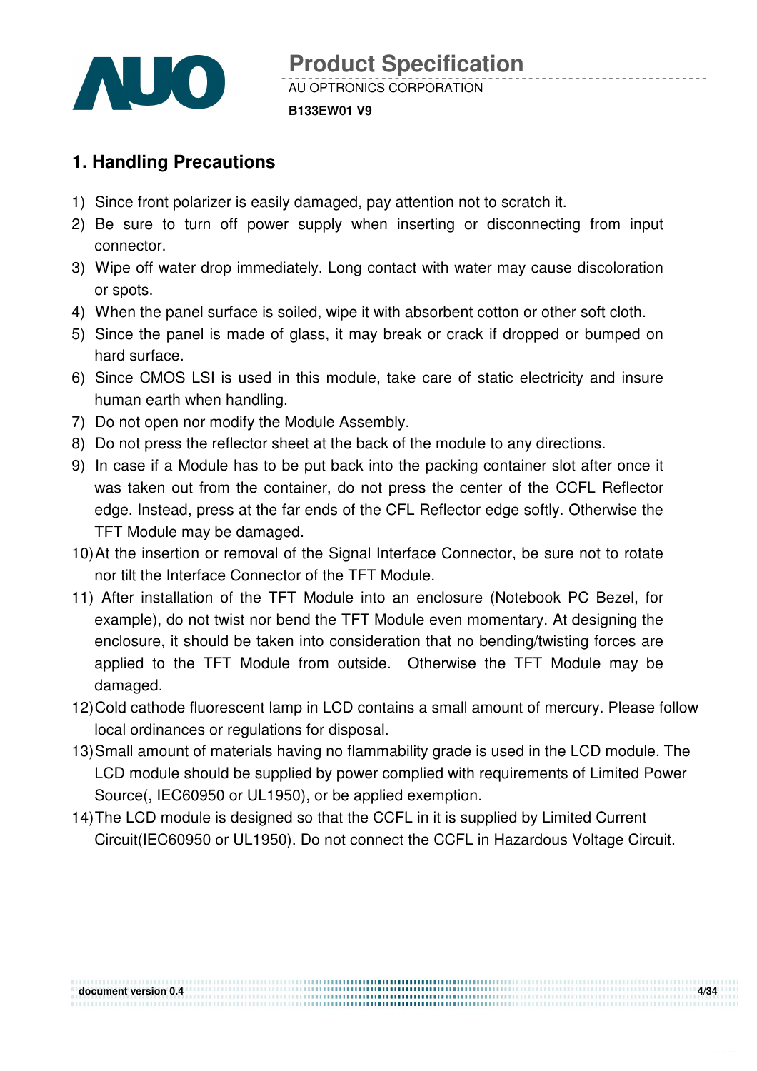## 1. Handling Precautions

1) Since front polarizer is easily damaged, pay attention not to scratch it.
2) Be sure to turn off power supply when inserting or disconnecting from input connector.
3) Wipe off water drop immediately. Long contact with water may cause discoloration or spots.
4) When the panel surface is soiled, wipe it with absorbent cotton or other soft cloth.
5) Since the panel is made of glass, it may break or crack if dropped or bumped on hard surface.
6) Since CMOS LSI is used in this module, take care of static electricity and insure human earth when handling.
7) Do not open nor modify the Module Assembly.
8) Do not press the reflector sheet at the back of the module to any directions.
9) In case if a Module has to be put back into the packing container slot after once it was taken out from the container, do not press the center of the CCFL Reflector edge. Instead, press at the far ends of the CFL Reflector edge softly. Otherwise the TFT Module may be damaged.
10) At the insertion or removal of the Signal Interface Connector, be sure not to rotate nor tilt the Interface Connector of the TFT Module.
11) After installation of the TFT Module into an enclosure (Notebook PC Bezel, for example), do not twist nor bend the TFT Module even momentary. At designing the enclosure, it should be taken into consideration that no bending/twisting forces are applied to the TFT Module from outside. Otherwise the TFT Module may be damaged.
12) Cold cathode fluorescent lamp in LCD contains a small amount of mercury. Please follow local ordinances or regulations for disposal.
13) Small amount of materials having no flammability grade is used in the LCD module. The LCD module should be supplied by power complied with requirements of Limited Power Source(, IEC60950 or UL1950), or be applied exemption.
14) The LCD module is designed so that the CCFL in it is supplied by Limited Current Circuit(IEC60950 or UL1950). Do not connect the CCFL in Hazardous Voltage Circuit.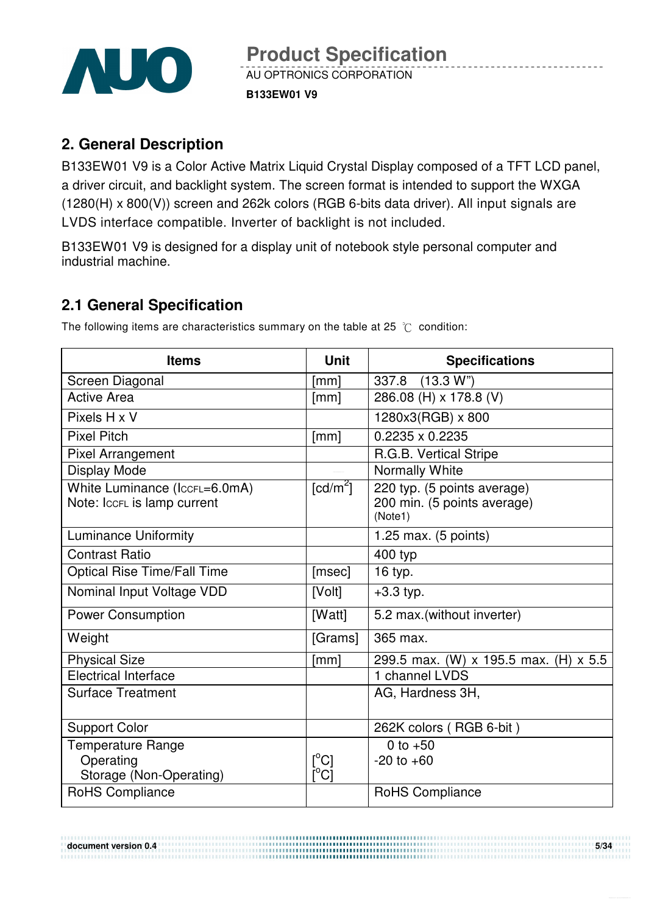## 2. General Description

B133EW01 V9 is a Color Active Matrix Liquid Crystal Display composed of a TFT LCD panel, a driver circuit, and backlight system. The screen format is intended to support the WXGA (1280(H) x 800(V)) screen and 262k colors (RGB 6-bits data driver). All input signals are LVDS interface compatible. Inverter of backlight is not included.

B133EW01 V9 is designed for a display unit of notebook style personal computer and industrial machine.

## 2.1 General Specification

The following items are characteristics summary on the table at 25 ℃ condition:

| Items | Unit | Specifications |
|---|---|---|
| Screen Diagonal | [mm] | 337.8 (13.3 W") |
| Active Area | [mm] | 286.08 (H) x 178.8 (V) |
| Pixels H x V | | 1280x3(RGB) x 800 |
| Pixel Pitch | [mm] | 0.2235 x 0.2235 |
| Pixel Arrangement | | R.G.B. Vertical Stripe |
| Display Mode | | Normally White |
| White Luminance ($I_{CCFL}$=6.0mA)<br>Note: $I_{CCFL}$ is lamp current | [cd/m$^2$] | 220 typ. (5 points average)<br>200 min. (5 points average)<br>(Note1) |
| Luminance Uniformity | | 1.25 max. (5 points) |
| Contrast Ratio | | 400 typ |
| Optical Rise Time/Fall Time | [msec] | 16 typ. |
| Nominal Input Voltage VDD | [Volt] | +3.3 typ. |
| Power Consumption | [Watt] | 5.2 max.(without inverter) |
| Weight | [Grams] | 365 max. |
| Physical Size | [mm] | 299.5 max. (W) x 195.5 max. (H) x 5.5 |
| Electrical Interface | | 1 channel LVDS |
| Surface Treatment | | AG, Hardness 3H, |
| Support Color | | 262K colors ( RGB 6-bit ) |
| Temperature Range<br>Operating<br>Storage (Non-Operating) | <br>[$^o$C]<br>[$^o$C] | 0 to +50<br>-20 to +60 |
| RoHS Compliance | | RoHS Compliance |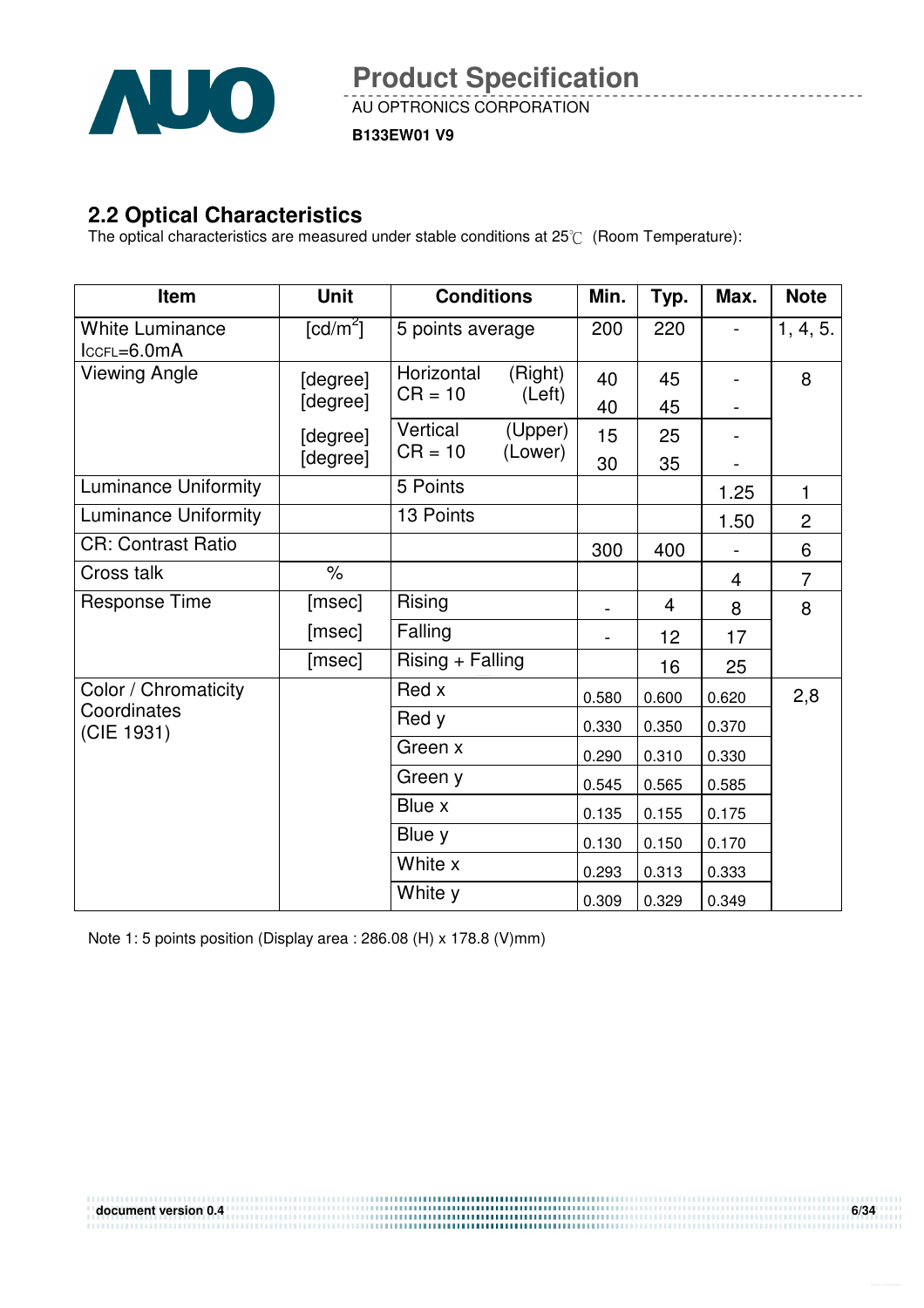## 2.2 Optical Characteristics

The optical characteristics are measured under stable conditions at 25℃ (Room Temperature):

| Item | Unit | Conditions | | Min. | Typ. | Max. | Note |
|---|---|---|---|---|---|---|---|
| White Luminance $I_{CCFL}$=6.0mA | [cd/m$^2$] | 5 points average | | 200 | 220 | - | 1, 4, 5. |
| Viewing Angle | [degree] | Horizontal CR = 10 | (Right) | 40 | 45 | - | 8 |
| | [degree] | | (Left) | 40 | 45 | - | |
| | [degree] | Vertical CR = 10 | (Upper) | 15 | 25 | - | |
| | [degree] | | (Lower) | 30 | 35 | - | |
| Luminance Uniformity | | 5 Points | | | | 1.25 | 1 |
| Luminance Uniformity | | 13 Points | | | | 1.50 | 2 |
| CR: Contrast Ratio | | | | 300 | 400 | - | 6 |
| Cross talk | % | | | | | 4 | 7 |
| Response Time | [msec] | Rising | | - | 4 | 8 | 8 |
| | [msec] | Falling | | - | 12 | 17 | |
| | [msec] | Rising + Falling | | | 16 | 25 | |
| Color / Chromaticity Coordinates (CIE 1931) | | Red x | | 0.580 | 0.600 | 0.620 | 2,8 |
| | | Red y | | 0.330 | 0.350 | 0.370 | |
| | | Green x | | 0.290 | 0.310 | 0.330 | |
| | | Green y | | 0.545 | 0.565 | 0.585 | |
| | | Blue x | | 0.135 | 0.155 | 0.175 | |
| | | Blue y | | 0.130 | 0.150 | 0.170 | |
| | | White x | | 0.293 | 0.313 | 0.333 | |
| | | White y | | 0.309 | 0.329 | 0.349 | |

Note 1: 5 points position (Display area : 286.08 (H) x 178.8 (V)mm)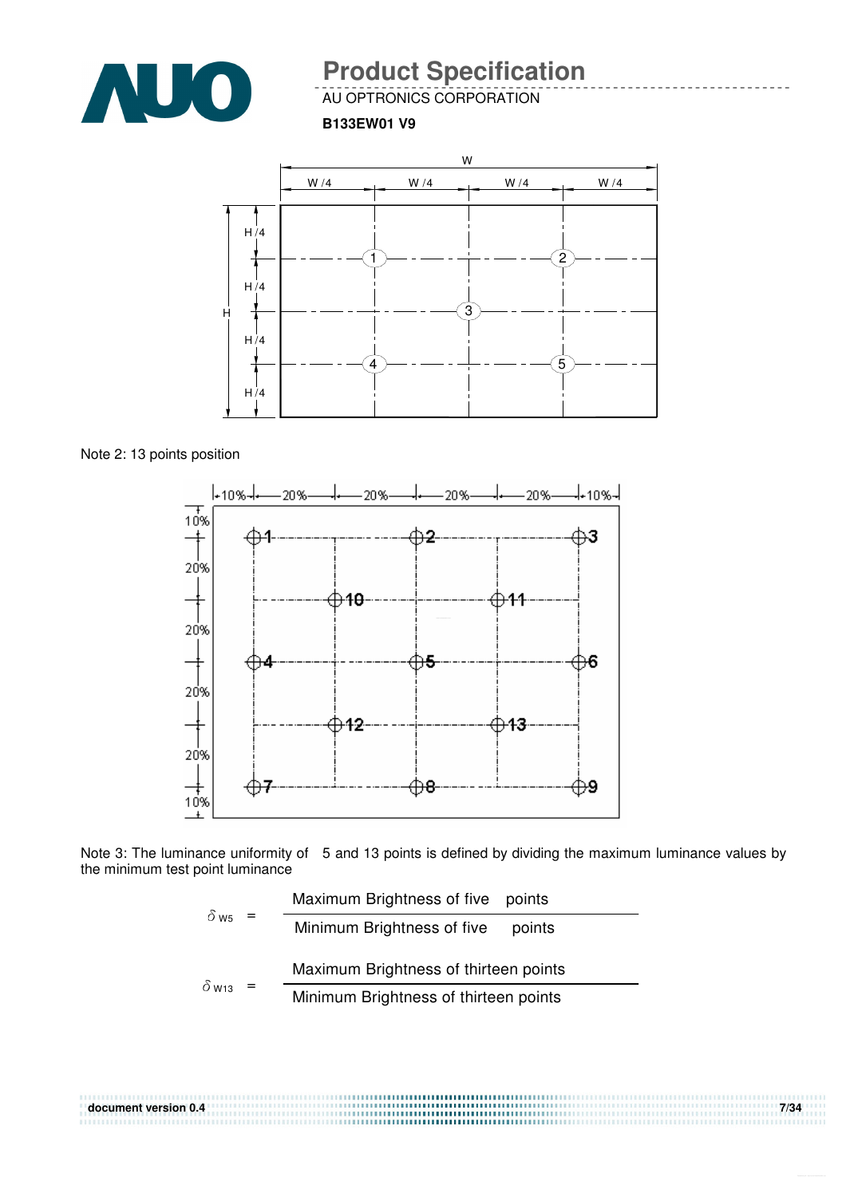Note 2: 13 points position

Note 3: The luminance uniformity of 5 and 13 points is defined by dividing the maximum luminance values by the minimum test point luminance

$$\delta_{W5} = \frac{\text{Maximum Brightness of five points}}{\text{Minimum Brightness of five points}}$$

$$\delta_{W13} = \frac{\text{Maximum Brightness of thirteen points}}{\text{Minimum Brightness of thirteen points}}$$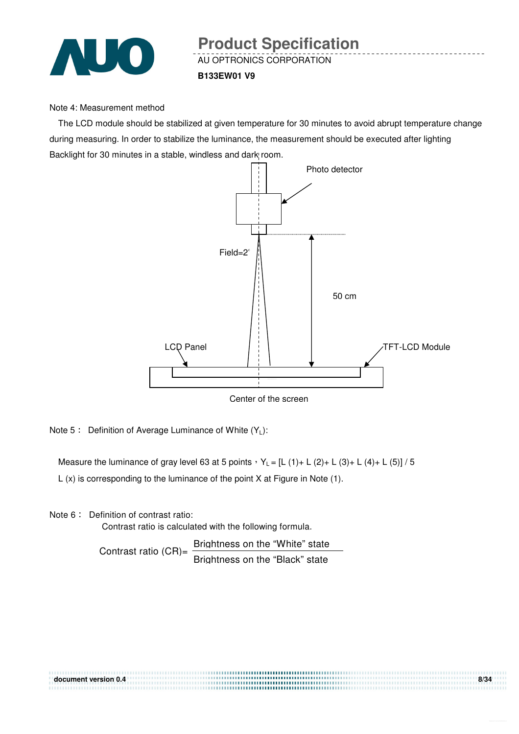Note 4: Measurement method

The LCD module should be stabilized at given temperature for 30 minutes to avoid abrupt temperature change during measuring. In order to stabilize the luminance, the measurement should be executed after lighting Backlight for 30 minutes in a stable, windless and dark room.

Photo detector

Field=2°

50 cm

LCD Panel

TFT-LCD Module

Center of the screen

Note 5： Definition of Average Luminance of White ($Y_L$):

Measure the luminance of gray level 63 at 5 points，$Y_L = [L(1) + L(2) + L(3) + L(4) + L(5)] / 5$

L (x) is corresponding to the luminance of the point X at Figure in Note (1).

Note 6： Definition of contrast ratio:

Contrast ratio is calculated with the following formula.

$$\text{Contrast ratio (CR)} = \frac{\text{Brightness on the “White” state}}{\text{Brightness on the “Black” state}}$$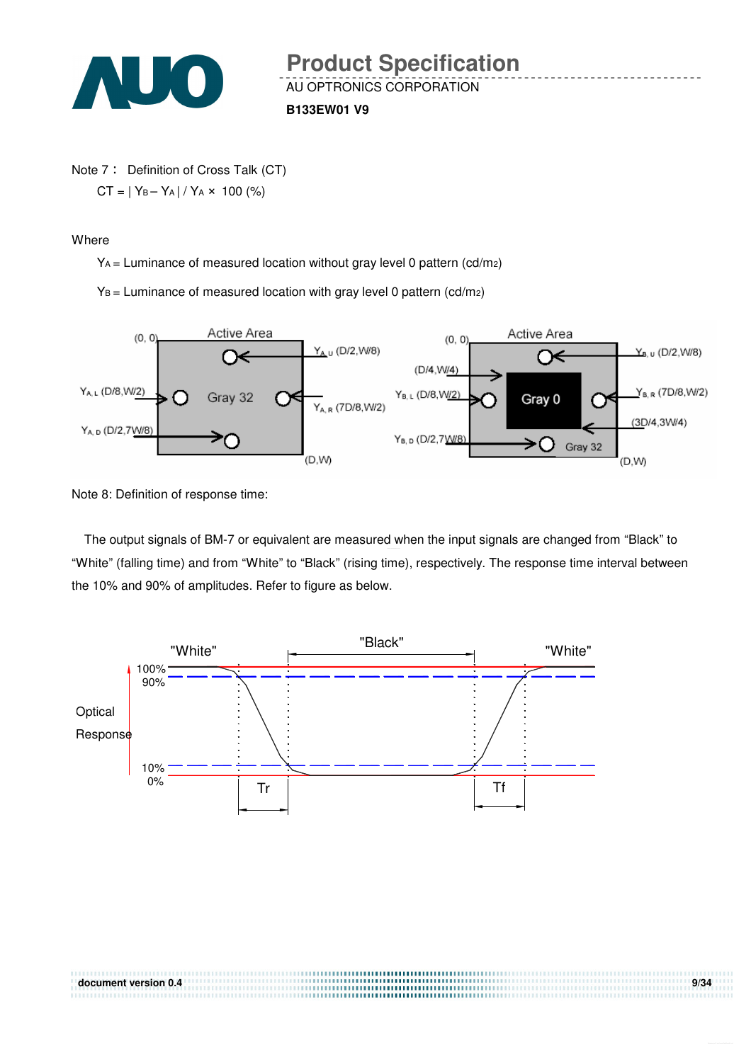Note 7： Definition of Cross Talk (CT)

$CT = | Y_B - Y_A | / Y_A \times 100$ (%)

Where

$Y_A$ = Luminance of measured location without gray level 0 pattern (cd/m2)

$Y_B$ = Luminance of measured location with gray level 0 pattern (cd/m2)

Note 8: Definition of response time:

The output signals of BM-7 or equivalent are measured when the input signals are changed from "Black" to "White" (falling time) and from "White" to "Black" (rising time), respectively. The response time interval between the 10% and 90% of amplitudes. Refer to figure as below.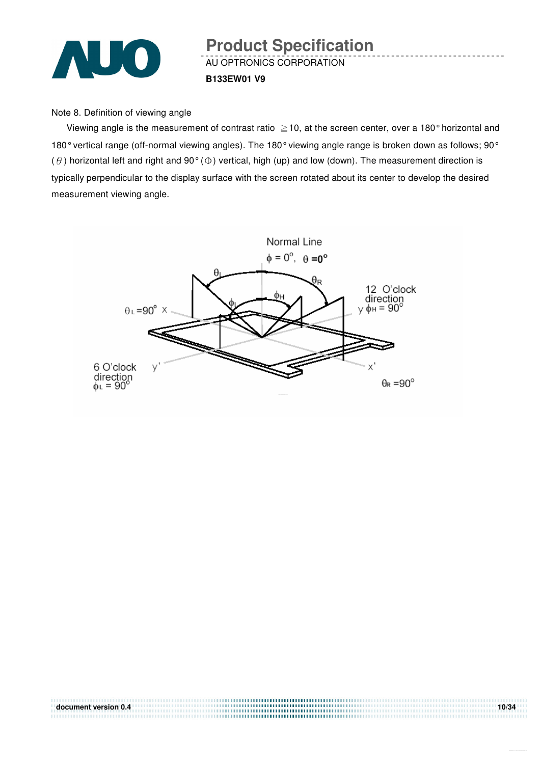Note 8. Definition of viewing angle

Viewing angle is the measurement of contrast ratio ≧10, at the screen center, over a 180° horizontal and 180° vertical range (off-normal viewing angles). The 180° viewing angle range is broken down as follows; 90° ($\theta$) horizontal left and right and 90° ($\Phi$) vertical, high (up) and low (down). The measurement direction is typically perpendicular to the display surface with the screen rotated about its center to develop the desired measurement viewing angle.

Normal Line

$\phi = 0^{\circ}$, $\theta = 0^{\circ}$

$\theta_L = 90^{\circ}$ x

12 O'clock direction y $\phi_H = 90^{\circ}$

6 O'clock direction $\phi_L = 90^{\circ}$

y'

x'

$\theta_R = 90^{\circ}$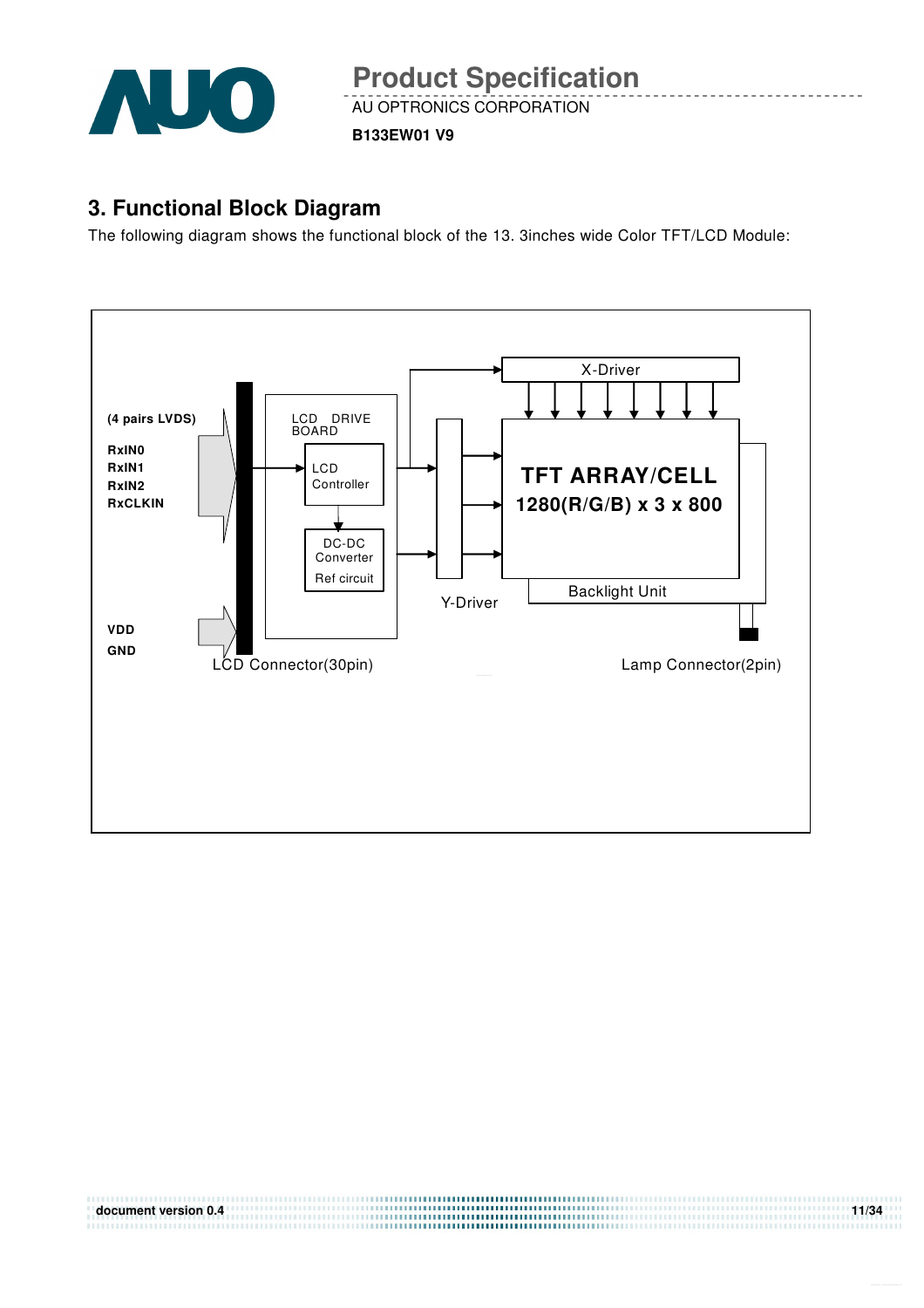## 3. Functional Block Diagram

The following diagram shows the functional block of the 13. 3inches wide Color TFT/LCD Module:

(4 pairs LVDS)

RxIN0
RxIN1
RxIN2
RxCLKIN

VDD
GND

LCD DRIVE BOARD

LCD Controller

DC-DC Converter
Ref circuit

X-Driver

Y-Driver

TFT ARRAY/CELL
1280(R/G/B) x 3 x 800

Backlight Unit

LCD Connector(30pin)

Lamp Connector(2pin)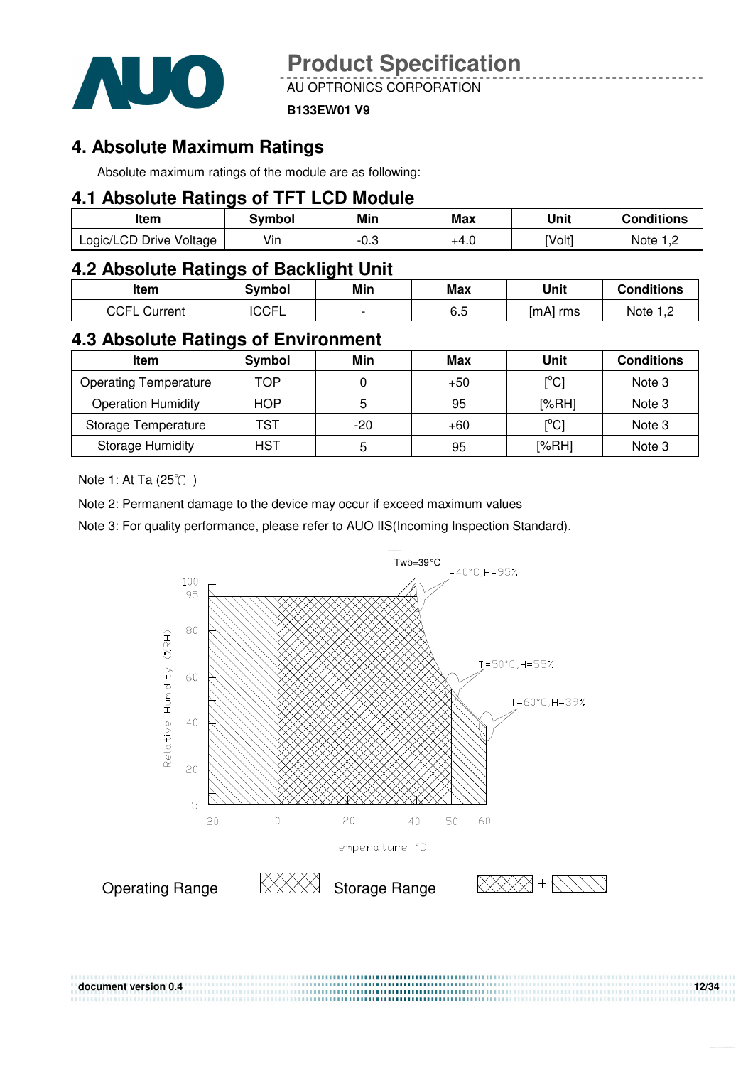## 4. Absolute Maximum Ratings

Absolute maximum ratings of the module are as following:

### 4.1 Absolute Ratings of TFT LCD Module

| Item | Symbol | Min | Max | Unit | Conditions |
|---|---|---|---|---|---|
| Logic/LCD Drive Voltage | Vin | -0.3 | +4.0 | [Volt] | Note 1,2 |

### 4.2 Absolute Ratings of Backlight Unit

| Item | Symbol | Min | Max | Unit | Conditions |
|---|---|---|---|---|---|
| CCFL Current | ICCFL | - | 6.5 | [mA] rms | Note 1,2 |

### 4.3 Absolute Ratings of Environment

| Item | Symbol | Min | Max | Unit | Conditions |
|---|---|---|---|---|---|
| Operating Temperature | TOP | 0 | +50 | [°C] | Note 3 |
| Operation Humidity | HOP | 5 | 95 | [%RH] | Note 3 |
| Storage Temperature | TST | -20 | +60 | [°C] | Note 3 |
| Storage Humidity | HST | 5 | 95 | [%RH] | Note 3 |

Note 1: At Ta (25℃ )

Note 2: Permanent damage to the device may occur if exceed maximum values

Note 3: For quality performance, please refer to AUO IIS(Incoming Inspection Standard).

Twb=39°C
T=40°C,H=95%
T=50°C,H=55%
T=60°C,H=39%

Relative Humidity (%RH): 5, 20, 40, 60, 80, 95, 100

Temperature °C: -20, 0, 20, 40, 50, 60

Operating Range [cross-hatched] Storage Range [cross-hatched] + [diagonal-hatched]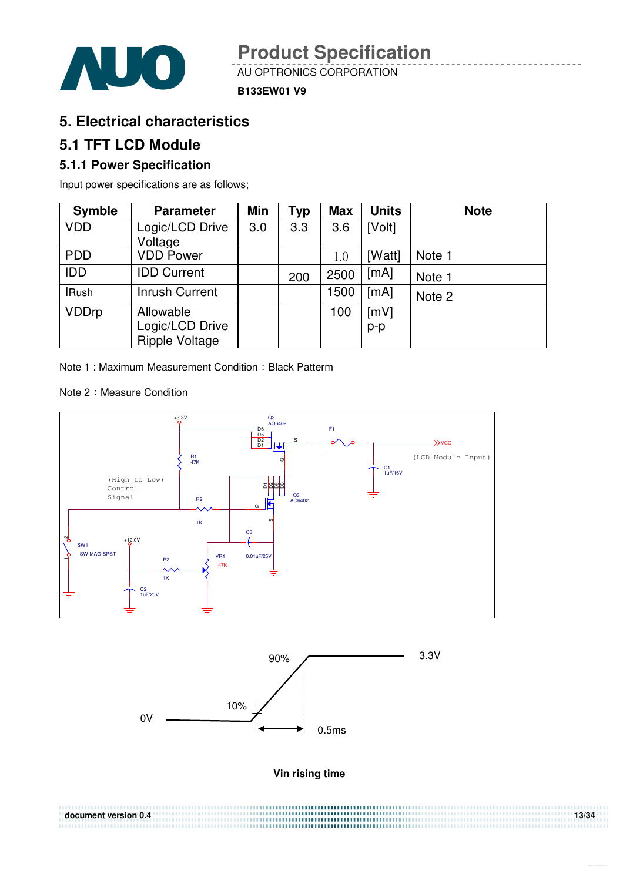# 5. Electrical characteristics

## 5.1 TFT LCD Module

### 5.1.1 Power Specification

Input power specifications are as follows;

| Symble | Parameter | Min | Typ | Max | Units | Note |
|---|---|---|---|---|---|---|
| VDD | Logic/LCD Drive Voltage | 3.0 | 3.3 | 3.6 | [Volt] | |
| PDD | VDD Power | | | 1.0 | [Watt] | Note 1 |
| IDD | IDD Current | | 200 | 2500 | [mA] | Note 1 |
| IRush | Inrush Current | | | 1500 | [mA] | Note 2 |
| VDDrp | Allowable Logic/LCD Drive Ripple Voltage | | | 100 | [mV] p-p | |

Note 1 : Maximum Measurement Condition：Black Patterm

Note 2：Measure Condition

Vin rising time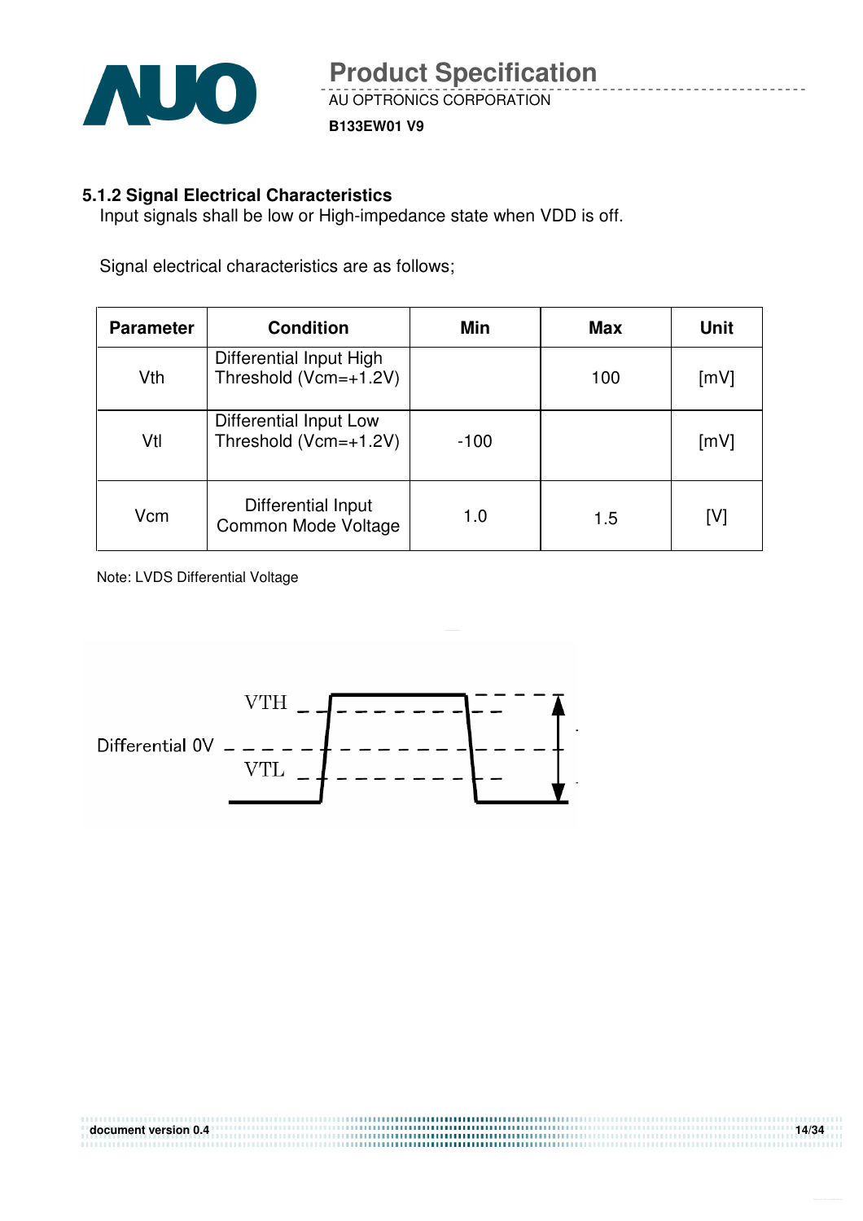### 5.1.2 Signal Electrical Characteristics

Input signals shall be low or High-impedance state when VDD is off.

Signal electrical characteristics are as follows;

| Parameter | Condition | Min | Max | Unit |
| --- | --- | --- | --- | --- |
| Vth | Differential Input High Threshold (Vcm=+1.2V) | | 100 | [mV] |
| Vtl | Differential Input Low Threshold (Vcm=+1.2V) | -100 | | [mV] |
| Vcm | Differential Input Common Mode Voltage | 1.0 | 1.5 | [V] |

Note: LVDS Differential Voltage

VTH

Differential 0V

VTL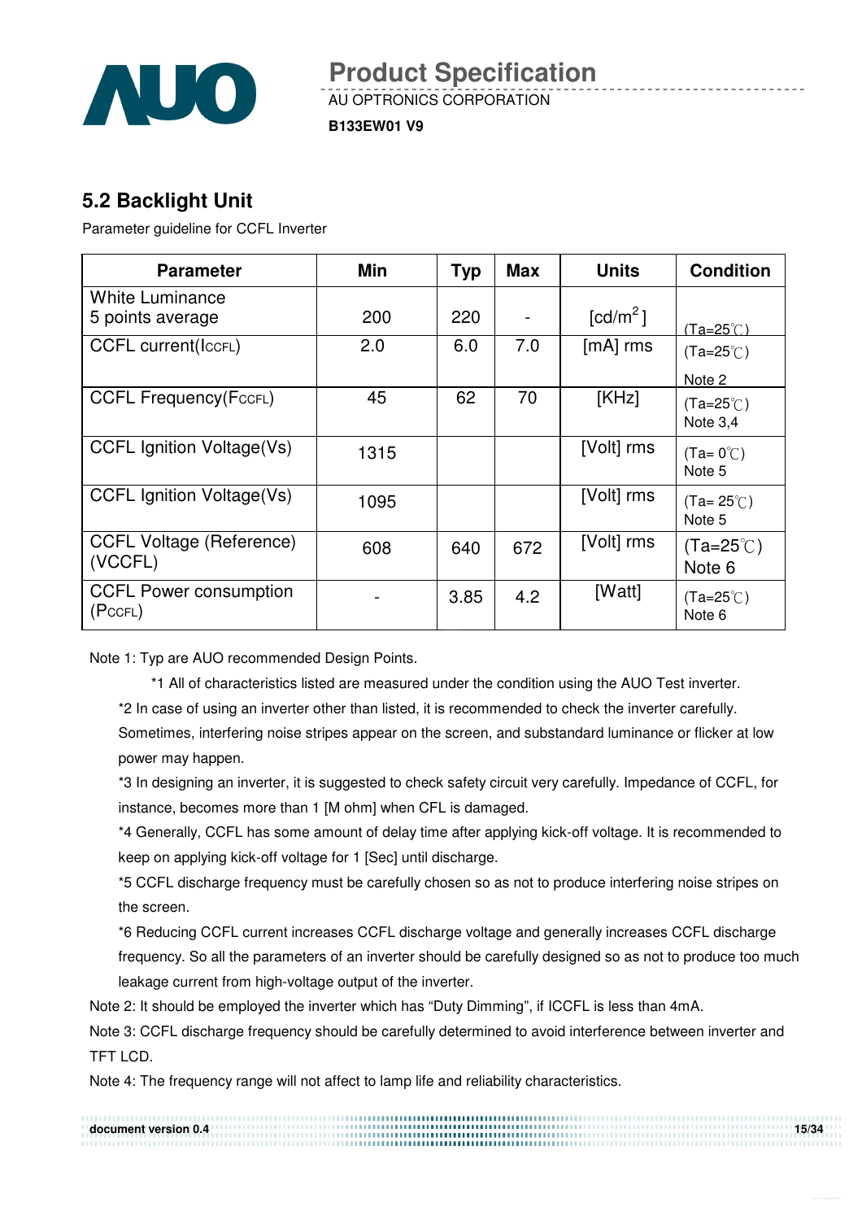## 5.2 Backlight Unit

Parameter guideline for CCFL Inverter

| Parameter | Min | Typ | Max | Units | Condition |
|---|---|---|---|---|---|
| White Luminance 5 points average | 200 | 220 | - | [cd/m$^2$] | (Ta=25℃) |
| CCFL current($I_{CCFL}$) | 2.0 | 6.0 | 7.0 | [mA] rms | (Ta=25℃) Note 2 |
| CCFL Frequency($F_{CCFL}$) | 45 | 62 | 70 | [KHz] | (Ta=25℃) Note 3,4 |
| CCFL Ignition Voltage(Vs) | 1315 | | | [Volt] rms | (Ta= 0℃) Note 5 |
| CCFL Ignition Voltage(Vs) | 1095 | | | [Volt] rms | (Ta= 25℃) Note 5 |
| CCFL Voltage (Reference) (VCCFL) | 608 | 640 | 672 | [Volt] rms | (Ta=25℃) Note 6 |
| CCFL Power consumption ($P_{CCFL}$) | - | 3.85 | 4.2 | [Watt] | (Ta=25℃) Note 6 |

Note 1: Typ are AUO recommended Design Points.

*1 All of characteristics listed are measured under the condition using the AUO Test inverter.

*2 In case of using an inverter other than listed, it is recommended to check the inverter carefully. Sometimes, interfering noise stripes appear on the screen, and substandard luminance or flicker at low power may happen.

*3 In designing an inverter, it is suggested to check safety circuit very carefully. Impedance of CCFL, for instance, becomes more than 1 [M ohm] when CFL is damaged.

*4 Generally, CCFL has some amount of delay time after applying kick-off voltage. It is recommended to keep on applying kick-off voltage for 1 [Sec] until discharge.

*5 CCFL discharge frequency must be carefully chosen so as not to produce interfering noise stripes on the screen.

*6 Reducing CCFL current increases CCFL discharge voltage and generally increases CCFL discharge frequency. So all the parameters of an inverter should be carefully designed so as not to produce too much leakage current from high-voltage output of the inverter.

Note 2: It should be employed the inverter which has "Duty Dimming", if ICCFL is less than 4mA.

Note 3: CCFL discharge frequency should be carefully determined to avoid interference between inverter and TFT LCD.

Note 4: The frequency range will not affect to lamp life and reliability characteristics.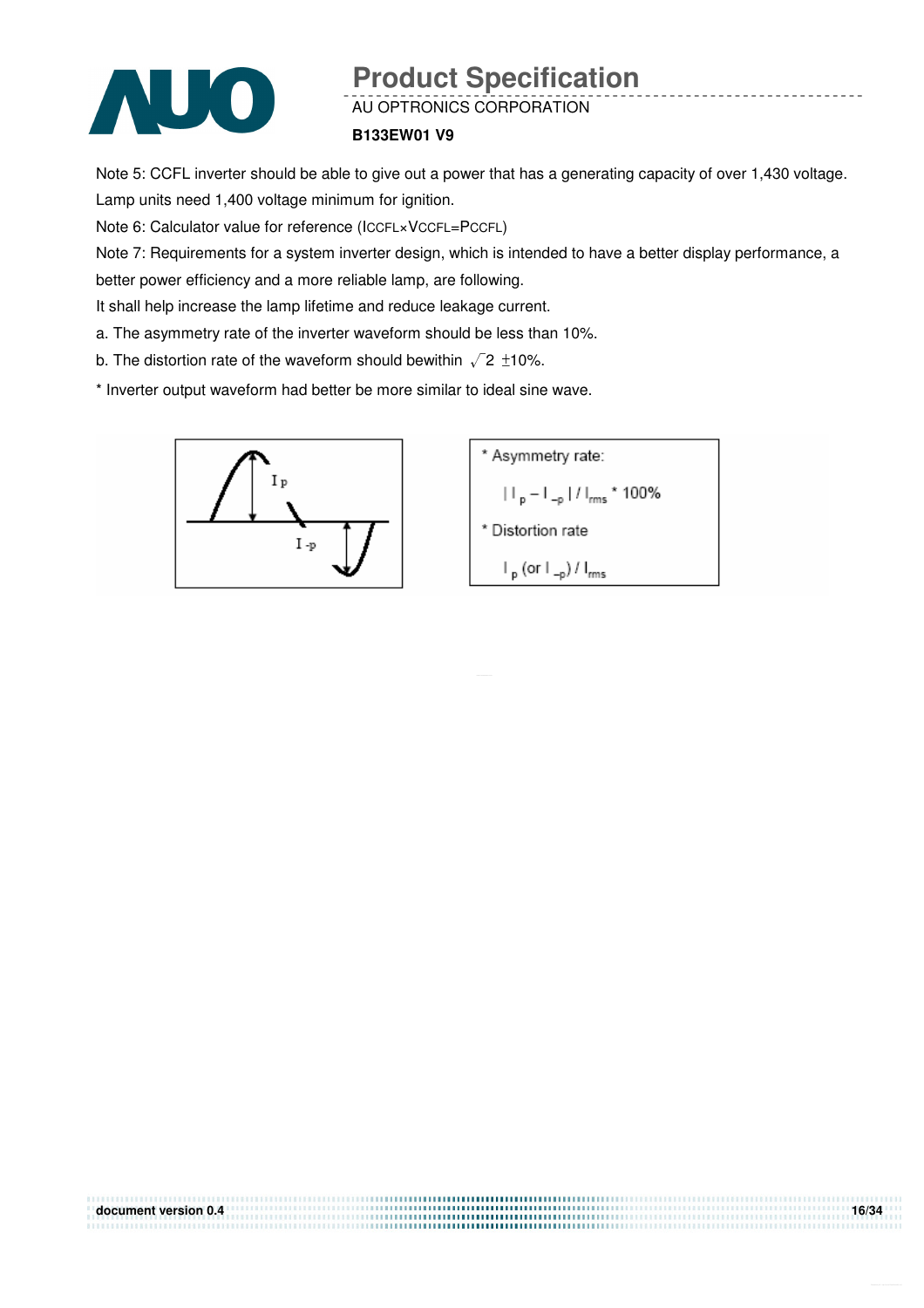Note 5: CCFL inverter should be able to give out a power that has a generating capacity of over 1,430 voltage. Lamp units need 1,400 voltage minimum for ignition.

Note 6: Calculator value for reference ($I_{CCFL} \times V_{CCFL} = P_{CCFL}$)

Note 7: Requirements for a system inverter design, which is intended to have a better display performance, a better power efficiency and a more reliable lamp, are following.

It shall help increase the lamp lifetime and reduce leakage current.

a. The asymmetry rate of the inverter waveform should be less than 10%.

b. The distortion rate of the waveform should bewithin $\sqrt{2}$ ±10%.

* Inverter output waveform had better be more similar to ideal sine wave.

* Asymmetry rate:

$$| I_p - I_{-p} | / I_{rms} * 100\%$$

* Distortion rate

$$I_p \text{ (or } I_{-p}) / I_{rms}$$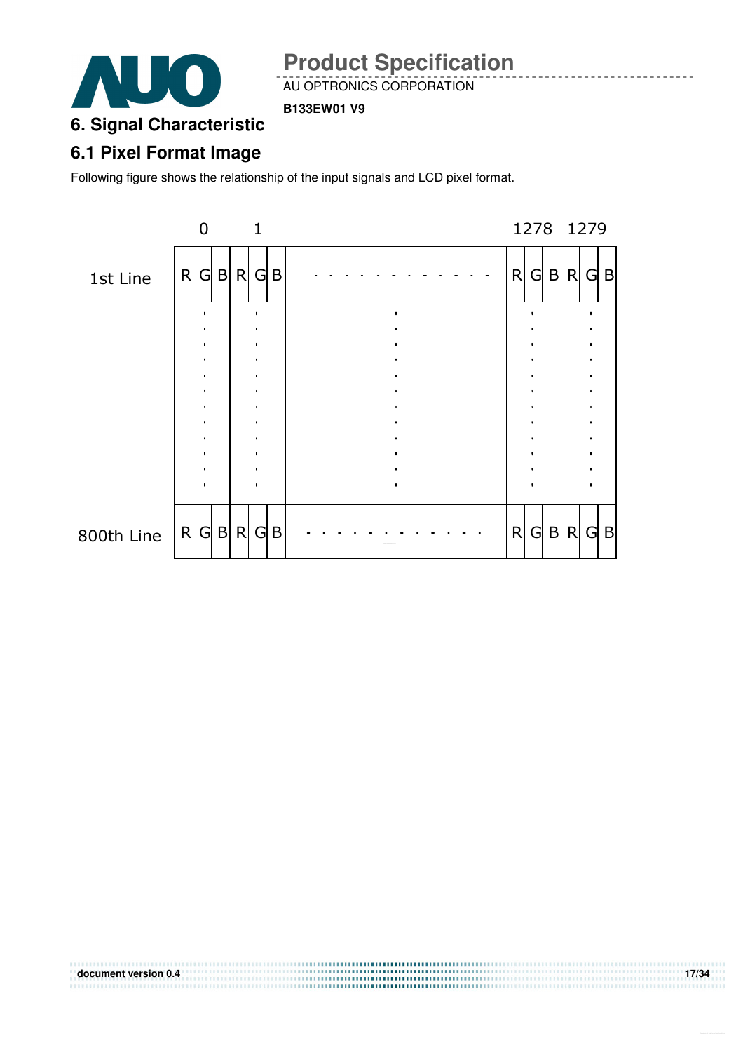# 6. Signal Characteristic

## 6.1 Pixel Format Image

Following figure shows the relationship of the input signals and LCD pixel format.

| | 0 | | | 1 | | | | 1278 | | | 1279 | | |
|---|---|---|---|---|---|---|---|---|---|---|---|---|---|
| 1st Line | R | G | B | R | G | B | - - - - - - - - - - - - | R | G | B | R | G | B |
| | ⋮ | | | ⋮ | | | ⋮ | ⋮ | | | ⋮ | | |
| 800th Line | R | G | B | R | G | B | - - - - - - - - - - - - | R | G | B | R | G | B |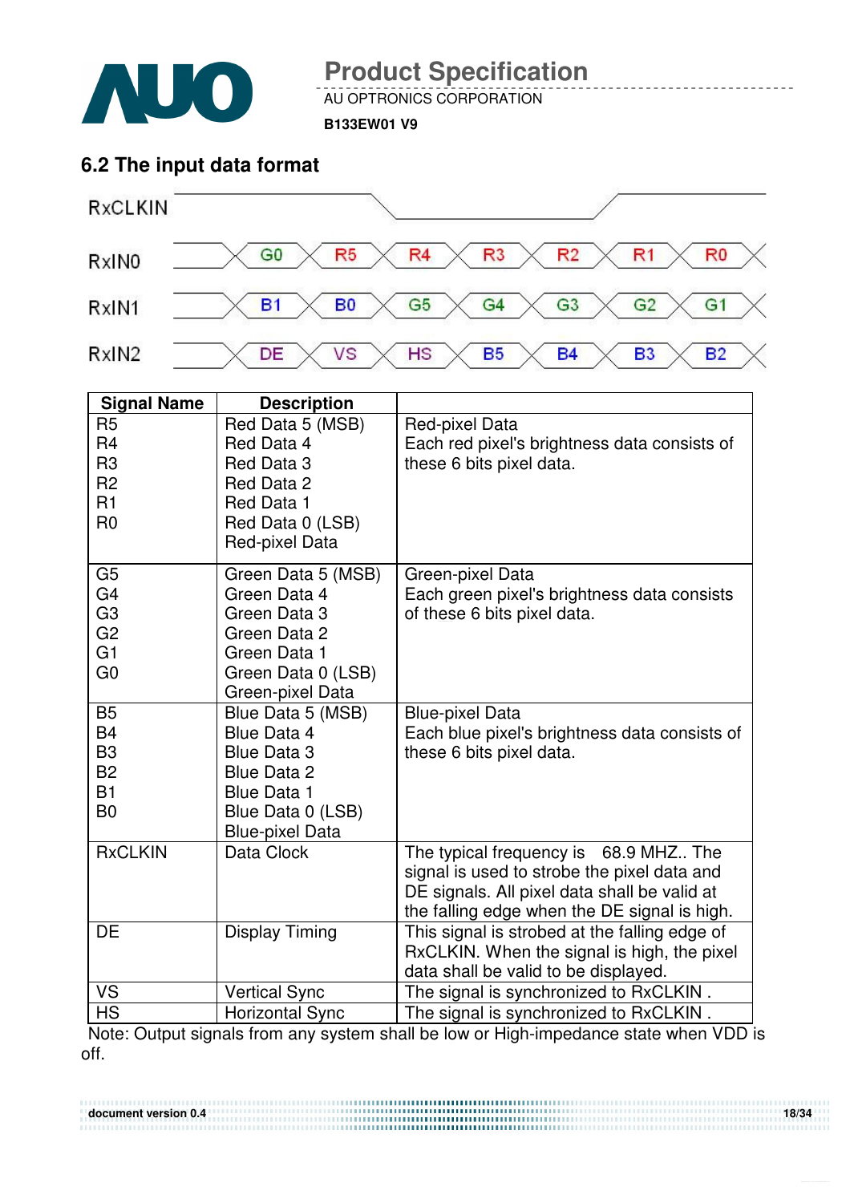## 6.2 The input data format

| | | | | | | | |
|---|---|---|---|---|---|---|---|
| RxCLKIN | | | | | | | |
| RxIN0 | G0 | R5 | R4 | R3 | R2 | R1 | R0 |
| RxIN1 | B1 | B0 | G5 | G4 | G3 | G2 | G1 |
| RxIN2 | DE | VS | HS | B5 | B4 | B3 | B2 |

| Signal Name | Description | |
|---|---|---|
| R5<br>R4<br>R3<br>R2<br>R1<br>R0 | Red Data 5 (MSB)<br>Red Data 4<br>Red Data 3<br>Red Data 2<br>Red Data 1<br>Red Data 0 (LSB)<br>Red-pixel Data | Red-pixel Data<br>Each red pixel's brightness data consists of these 6 bits pixel data. |
| G5<br>G4<br>G3<br>G2<br>G1<br>G0 | Green Data 5 (MSB)<br>Green Data 4<br>Green Data 3<br>Green Data 2<br>Green Data 1<br>Green Data 0 (LSB)<br>Green-pixel Data | Green-pixel Data<br>Each green pixel's brightness data consists of these 6 bits pixel data. |
| B5<br>B4<br>B3<br>B2<br>B1<br>B0 | Blue Data 5 (MSB)<br>Blue Data 4<br>Blue Data 3<br>Blue Data 2<br>Blue Data 1<br>Blue Data 0 (LSB)<br>Blue-pixel Data | Blue-pixel Data<br>Each blue pixel's brightness data consists of these 6 bits pixel data. |
| RxCLKIN | Data Clock | The typical frequency is 68.9 MHZ.. The signal is used to strobe the pixel data and DE signals. All pixel data shall be valid at the falling edge when the DE signal is high. |
| DE | Display Timing | This signal is strobed at the falling edge of RxCLKIN. When the signal is high, the pixel data shall be valid to be displayed. |
| VS | Vertical Sync | The signal is synchronized to RxCLKIN . |
| HS | Horizontal Sync | The signal is synchronized to RxCLKIN . |

Note: Output signals from any system shall be low or High-impedance state when VDD is off.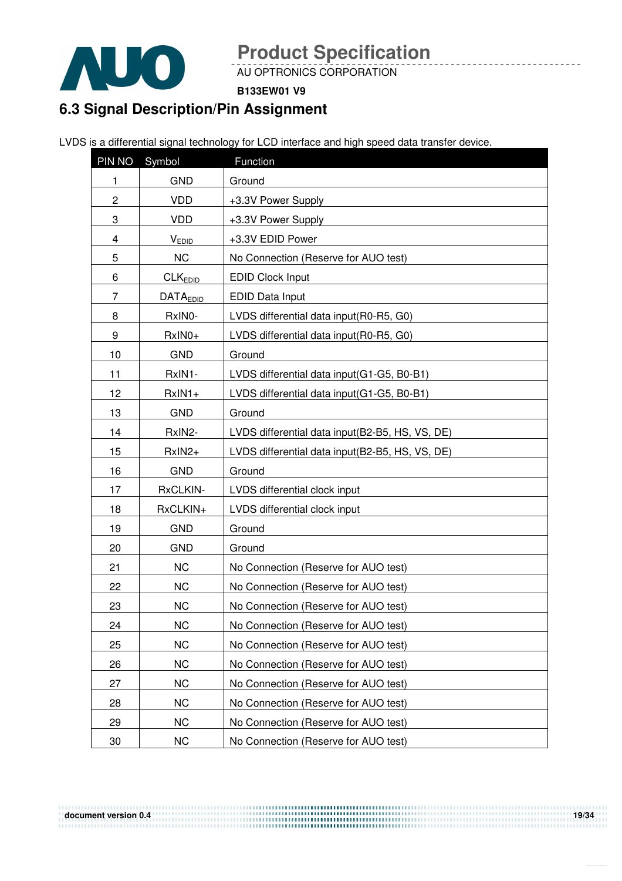## 6.3 Signal Description/Pin Assignment

LVDS is a differential signal technology for LCD interface and high speed data transfer device.

| PIN NO | Symbol | Function |
|---|---|---|
| 1 | GND | Ground |
| 2 | VDD | +3.3V Power Supply |
| 3 | VDD | +3.3V Power Supply |
| 4 | $V_{EDID}$ | +3.3V EDID Power |
| 5 | NC | No Connection (Reserve for AUO test) |
| 6 | $CLK_{EDID}$ | EDID Clock Input |
| 7 | $DATA_{EDID}$ | EDID Data Input |
| 8 | RxIN0- | LVDS differential data input(R0-R5, G0) |
| 9 | RxIN0+ | LVDS differential data input(R0-R5, G0) |
| 10 | GND | Ground |
| 11 | RxIN1- | LVDS differential data input(G1-G5, B0-B1) |
| 12 | RxIN1+ | LVDS differential data input(G1-G5, B0-B1) |
| 13 | GND | Ground |
| 14 | RxIN2- | LVDS differential data input(B2-B5, HS, VS, DE) |
| 15 | RxIN2+ | LVDS differential data input(B2-B5, HS, VS, DE) |
| 16 | GND | Ground |
| 17 | RxCLKIN- | LVDS differential clock input |
| 18 | RxCLKIN+ | LVDS differential clock input |
| 19 | GND | Ground |
| 20 | GND | Ground |
| 21 | NC | No Connection (Reserve for AUO test) |
| 22 | NC | No Connection (Reserve for AUO test) |
| 23 | NC | No Connection (Reserve for AUO test) |
| 24 | NC | No Connection (Reserve for AUO test) |
| 25 | NC | No Connection (Reserve for AUO test) |
| 26 | NC | No Connection (Reserve for AUO test) |
| 27 | NC | No Connection (Reserve for AUO test) |
| 28 | NC | No Connection (Reserve for AUO test) |
| 29 | NC | No Connection (Reserve for AUO test) |
| 30 | NC | No Connection (Reserve for AUO test) |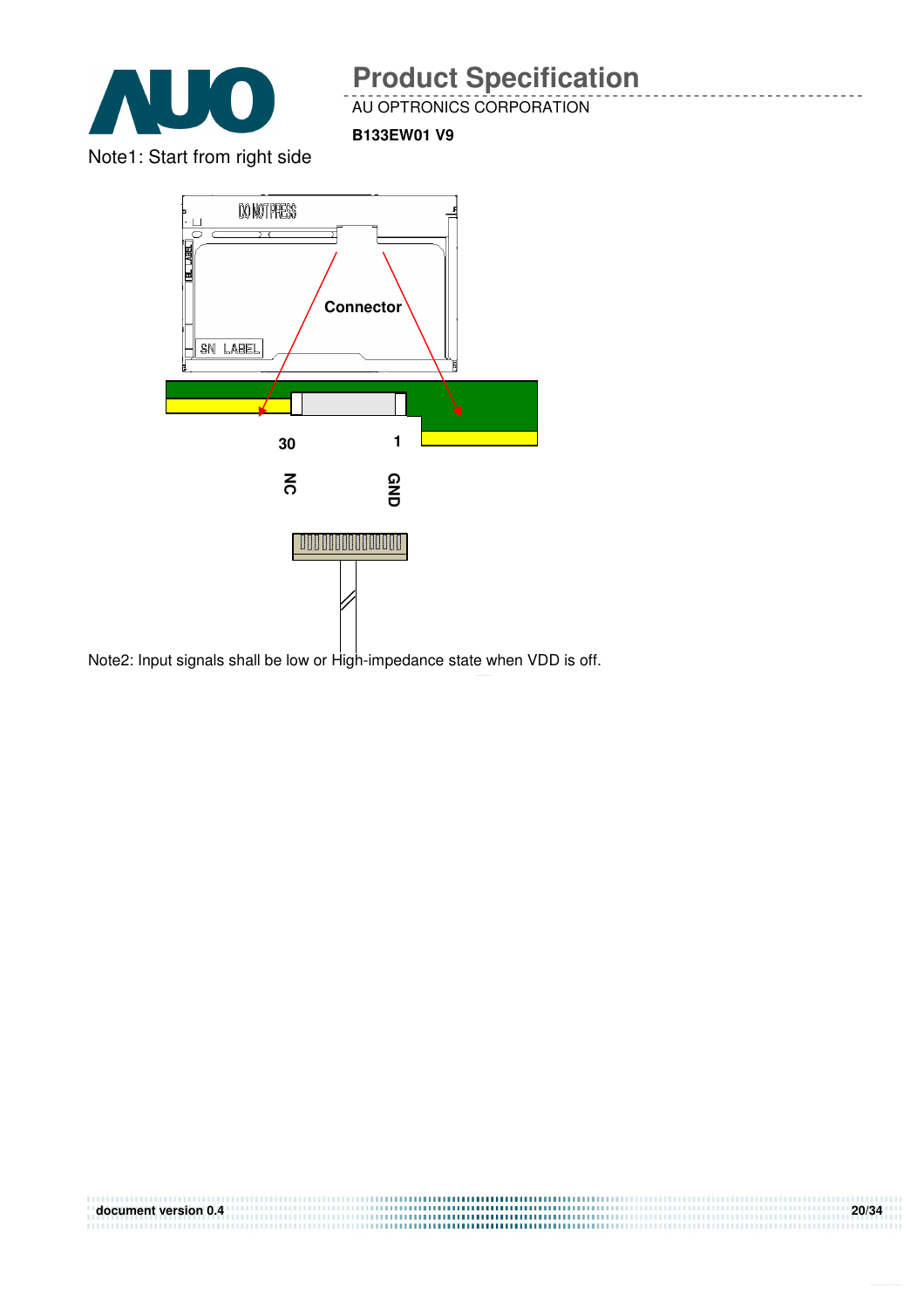Note1: Start from right side

Connector

30 1

NC GND

Note2: Input signals shall be low or High-impedance state when VDD is off.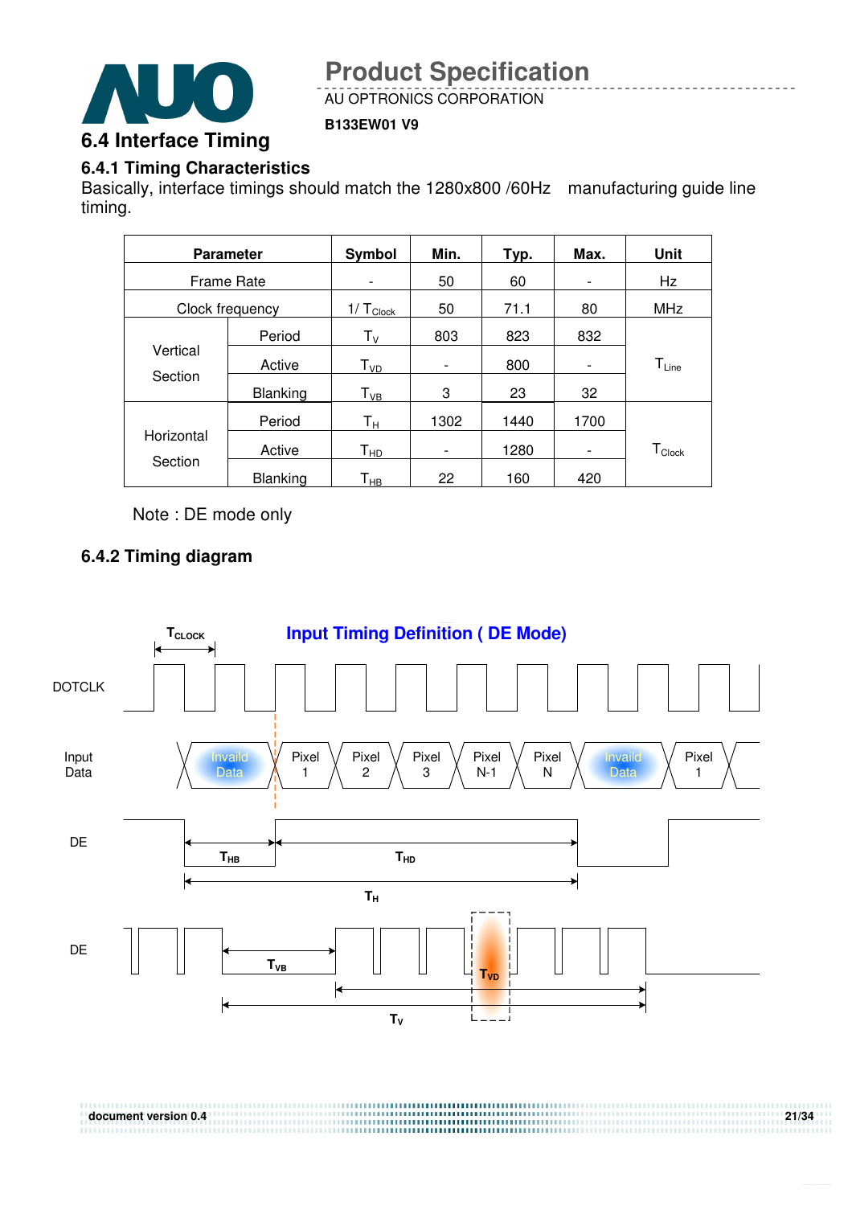## 6.4 Interface Timing

### 6.4.1 Timing Characteristics

Basically, interface timings should match the 1280x800 /60Hz manufacturing guide line timing.

| Parameter | | Symbol | Min. | Typ. | Max. | Unit |
|---|---|---|---|---|---|---|
| Frame Rate | | - | 50 | 60 | - | Hz |
| Clock frequency | | $1/T_{Clock}$ | 50 | 71.1 | 80 | MHz |
| Vertical Section | Period | $T_V$ | 803 | 823 | 832 | $T_{Line}$ |
| | Active | $T_{VD}$ | - | 800 | - | |
| | Blanking | $T_{VB}$ | 3 | 23 | 32 | |
| Horizontal Section | Period | $T_H$ | 1302 | 1440 | 1700 | $T_{Clock}$ |
| | Active | $T_{HD}$ | - | 1280 | - | |
| | Blanking | $T_{HB}$ | 22 | 160 | 420 | |

Note : DE mode only

### 6.4.2 Timing diagram

**Input Timing Definition ( DE Mode)**

DOTCLK ($T_{CLOCK}$)

Input Data: Invaild Data, Pixel 1, Pixel 2, Pixel 3, Pixel N-1, Pixel N, Invaild Data, Pixel 1

DE: $T_{HB}$, $T_{HD}$, $T_H$

DE: $T_{VB}$, $T_{VD}$, $T_V$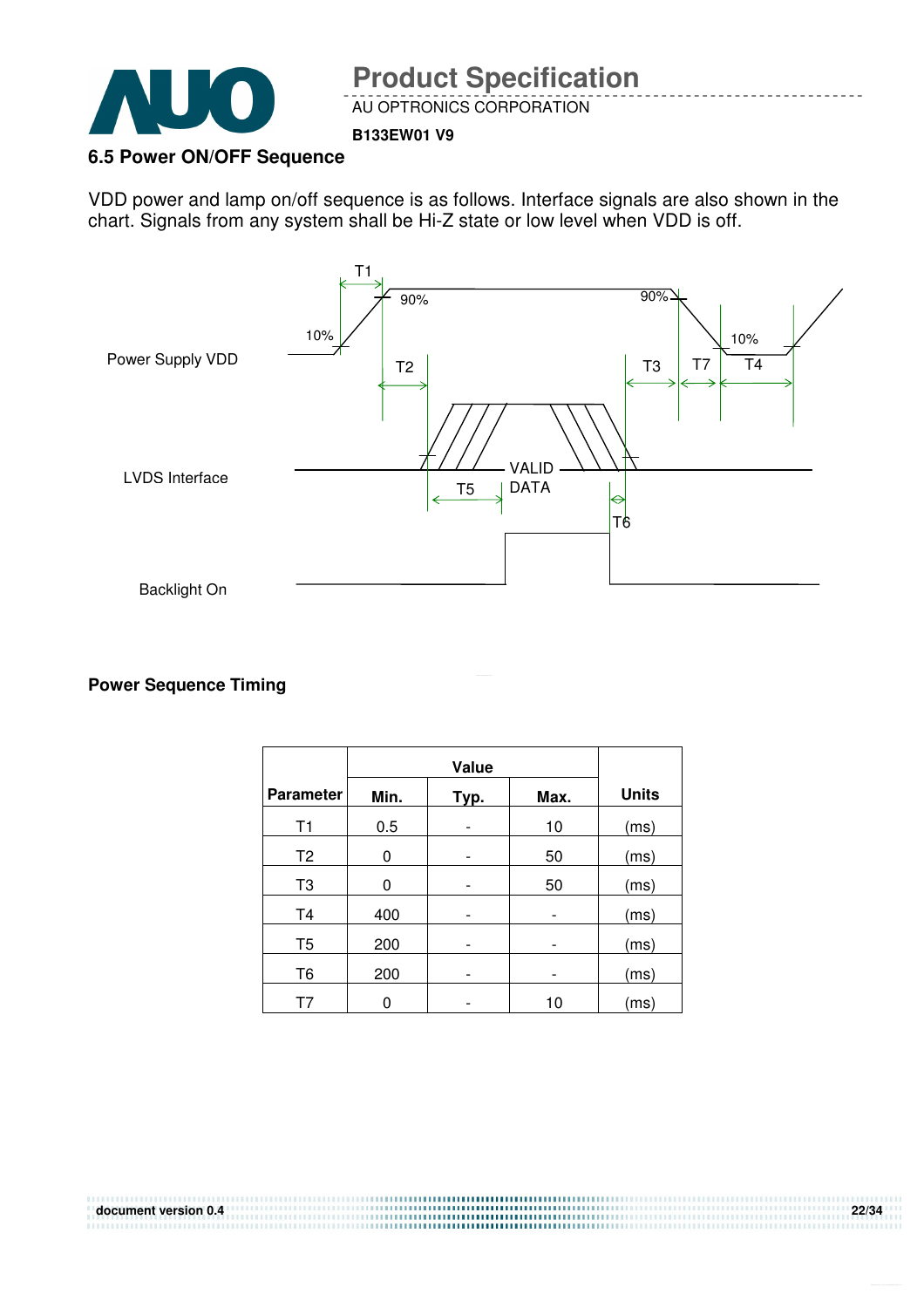### 6.5 Power ON/OFF Sequence

VDD power and lamp on/off sequence is as follows. Interface signals are also shown in the chart. Signals from any system shall be Hi-Z state or low level when VDD is off.

**Power Sequence Timing**

| Parameter | Value | | | Units |
|---|---|---|---|---|
| | Min. | Typ. | Max. | |
| T1 | 0.5 | - | 10 | (ms) |
| T2 | 0 | - | 50 | (ms) |
| T3 | 0 | - | 50 | (ms) |
| T4 | 400 | - | - | (ms) |
| T5 | 200 | - | - | (ms) |
| T6 | 200 | - | - | (ms) |
| T7 | 0 | - | 10 | (ms) |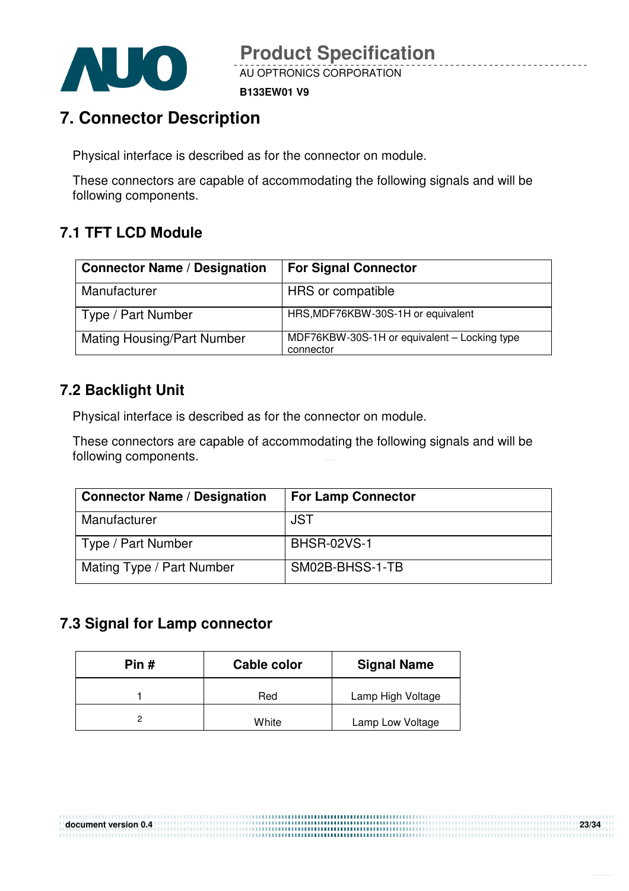# 7. Connector Description

Physical interface is described as for the connector on module.

These connectors are capable of accommodating the following signals and will be following components.

## 7.1 TFT LCD Module

| Connector Name / Designation | For Signal Connector |
|---|---|
| Manufacturer | HRS or compatible |
| Type / Part Number | HRS,MDF76KBW-30S-1H or equivalent |
| Mating Housing/Part Number | MDF76KBW-30S-1H or equivalent – Locking type connector |

## 7.2 Backlight Unit

Physical interface is described as for the connector on module.

These connectors are capable of accommodating the following signals and will be following components.

| Connector Name / Designation | For Lamp Connector |
|---|---|
| Manufacturer | JST |
| Type / Part Number | BHSR-02VS-1 |
| Mating Type / Part Number | SM02B-BHSS-1-TB |

## 7.3 Signal for Lamp connector

| Pin # | Cable color | Signal Name |
|---|---|---|
| 1 | Red | Lamp High Voltage |
| 2 | White | Lamp Low Voltage |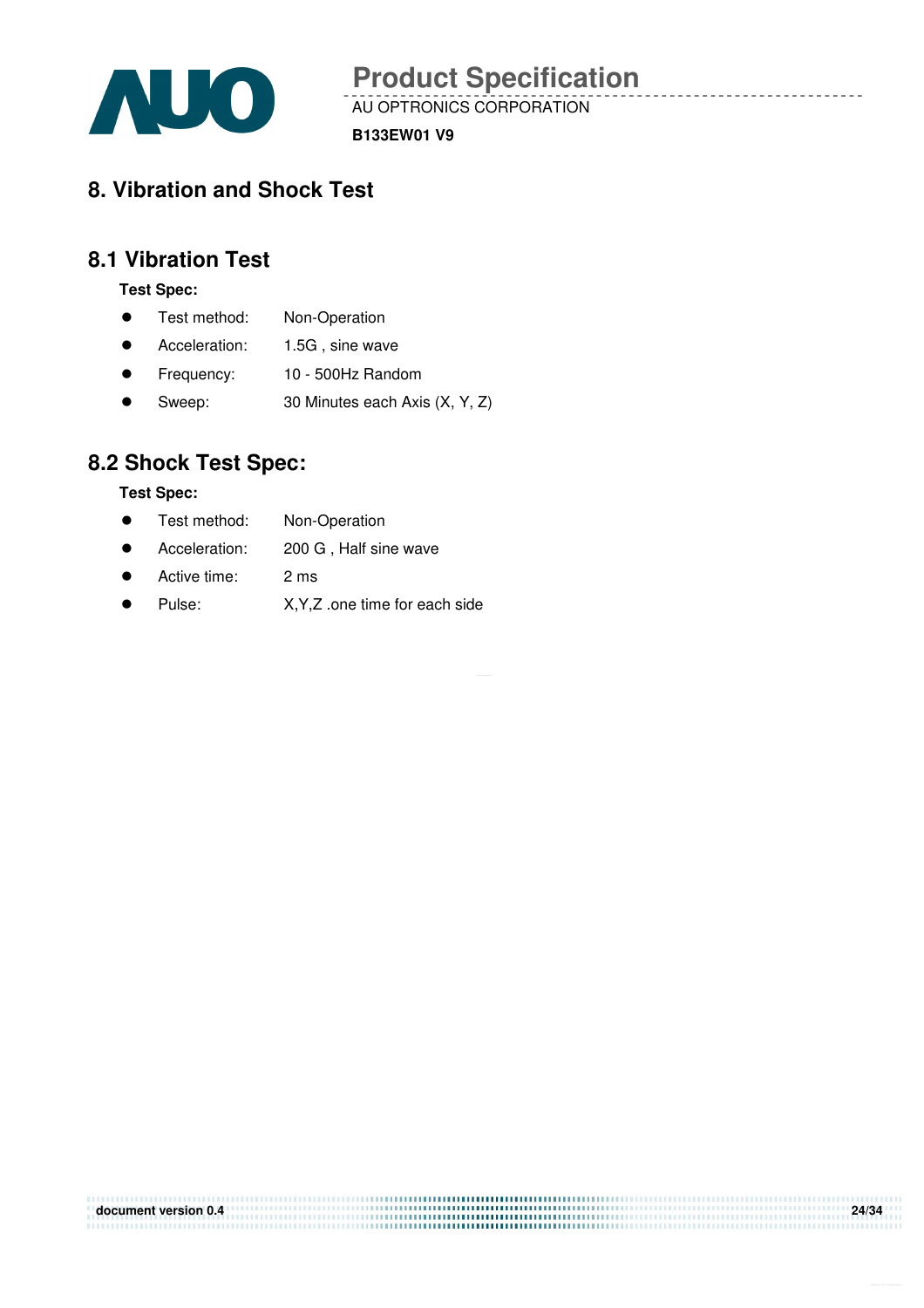# 8. Vibration and Shock Test

## 8.1 Vibration Test

**Test Spec:**

- Test method: Non-Operation
- Acceleration: 1.5G , sine wave
- Frequency: 10 - 500Hz Random
- Sweep: 30 Minutes each Axis (X, Y, Z)

## 8.2 Shock Test Spec:

**Test Spec:**

- Test method: Non-Operation
- Acceleration: 200 G , Half sine wave
- Active time: 2 ms
- Pulse: X,Y,Z .one time for each side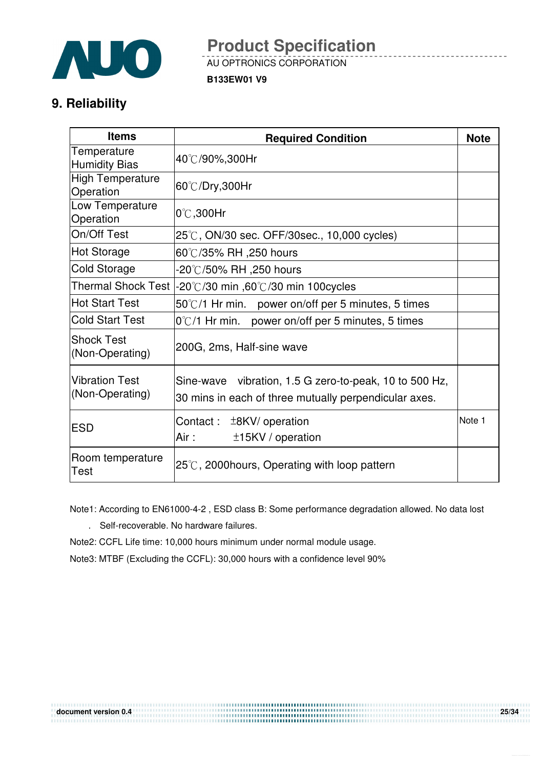## 9. Reliability

| Items | Required Condition | Note |
|---|---|---|
| Temperature Humidity Bias | 40℃/90%,300Hr | |
| High Temperature Operation | 60℃/Dry,300Hr | |
| Low Temperature Operation | 0℃,300Hr | |
| On/Off Test | 25℃, ON/30 sec. OFF/30sec., 10,000 cycles) | |
| Hot Storage | 60℃/35% RH ,250 hours | |
| Cold Storage | -20℃/50% RH ,250 hours | |
| Thermal Shock Test | -20℃/30 min ,60℃/30 min 100cycles | |
| Hot Start Test | 50℃/1 Hr min. power on/off per 5 minutes, 5 times | |
| Cold Start Test | 0℃/1 Hr min. power on/off per 5 minutes, 5 times | |
| Shock Test (Non-Operating) | 200G, 2ms, Half-sine wave | |
| Vibration Test (Non-Operating) | Sine-wave vibration, 1.5 G zero-to-peak, 10 to 500 Hz, 30 mins in each of three mutually perpendicular axes. | |
| ESD | Contact : ±8KV/ operation<br>Air : ±15KV / operation | Note 1 |
| Room temperature Test | 25℃, 2000hours, Operating with loop pattern | |

Note1: According to EN61000-4-2 , ESD class B: Some performance degradation allowed. No data lost

. Self-recoverable. No hardware failures.

Note2: CCFL Life time: 10,000 hours minimum under normal module usage.

Note3: MTBF (Excluding the CCFL): 30,000 hours with a confidence level 90%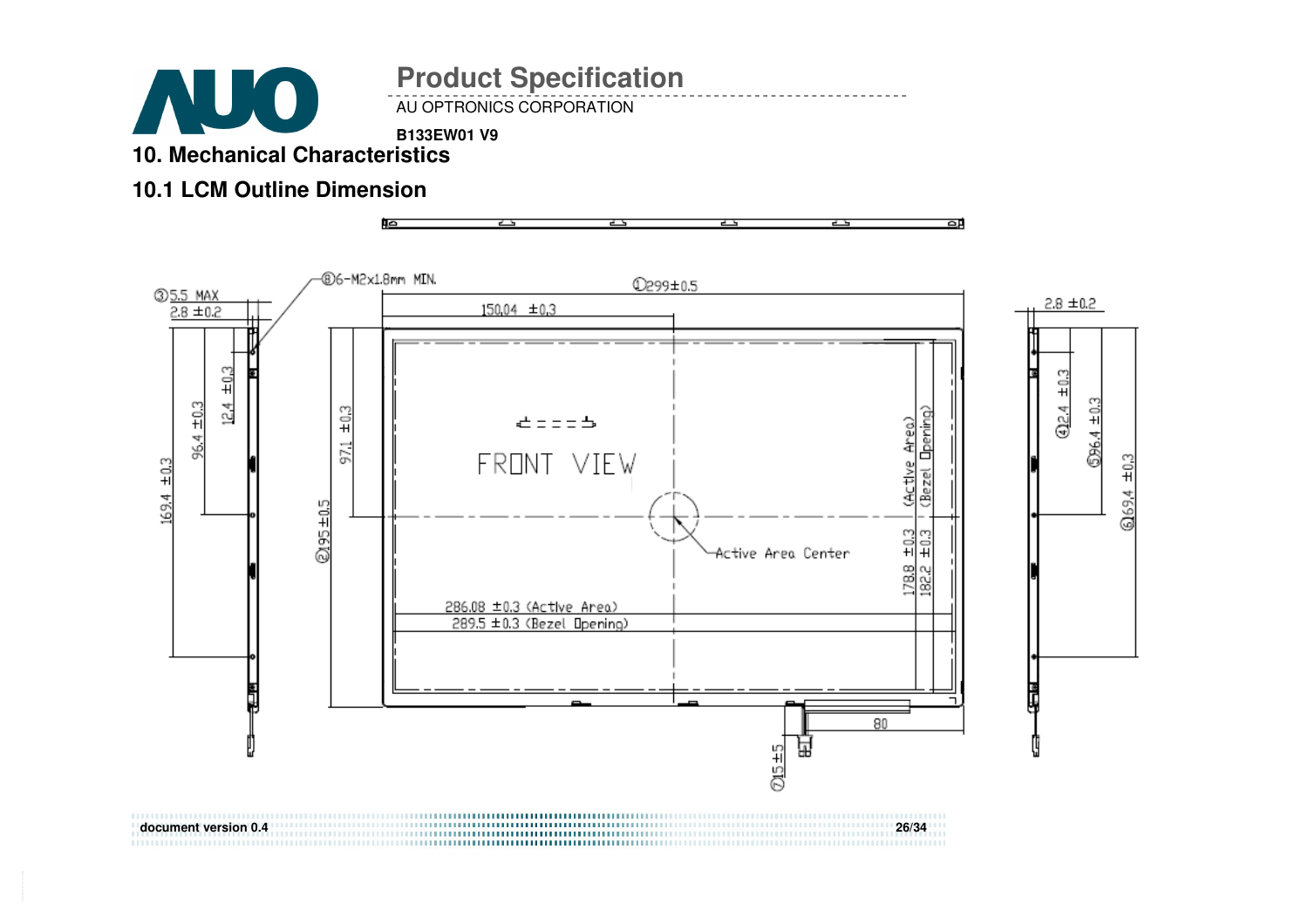## 10. Mechanical Characteristics

### 10.1 LCM Outline Dimension

③5.5 MAX
2.8 ±0.2
⑧6-M2x1.8mm MIN.
①299±0.5
150.04 ±0.3
2.8 ±0.2
169.4 ±0.3
96.4 ±0.3
12.4 ±0.3
97.1 ±0.3
②195±0.5
FRONT VIEW
Active Area Center
(Active Area)
(Bezel Opening)
178.8 ±0.3
182.2 ±0.3
286.08 ±0.3 (Active Area)
289.5 ±0.3 (Bezel Opening)
80
⑦15±5
④12.4 ±0.3
⑤96.4 ±0.3
⑥169.4 ±0.3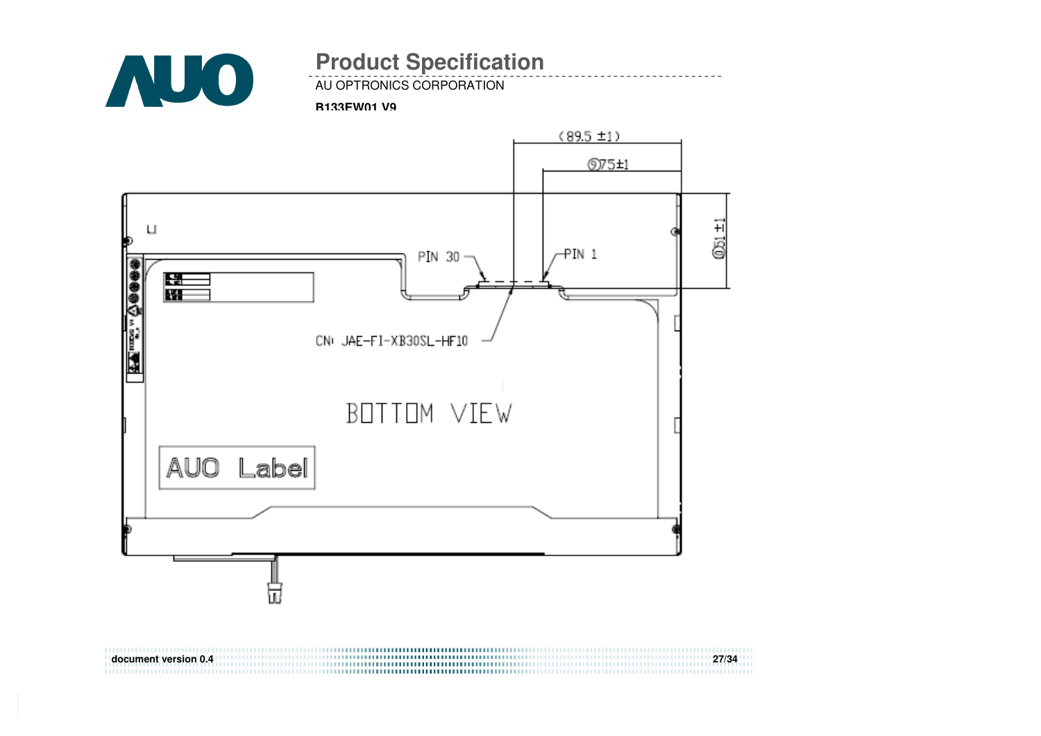(89.5 ±1)

⑨75±1

⑩51±1

PIN 30

PIN 1

CN: JAE-FI-XB30SL-HF10

BOTTOM VIEW

AUO Label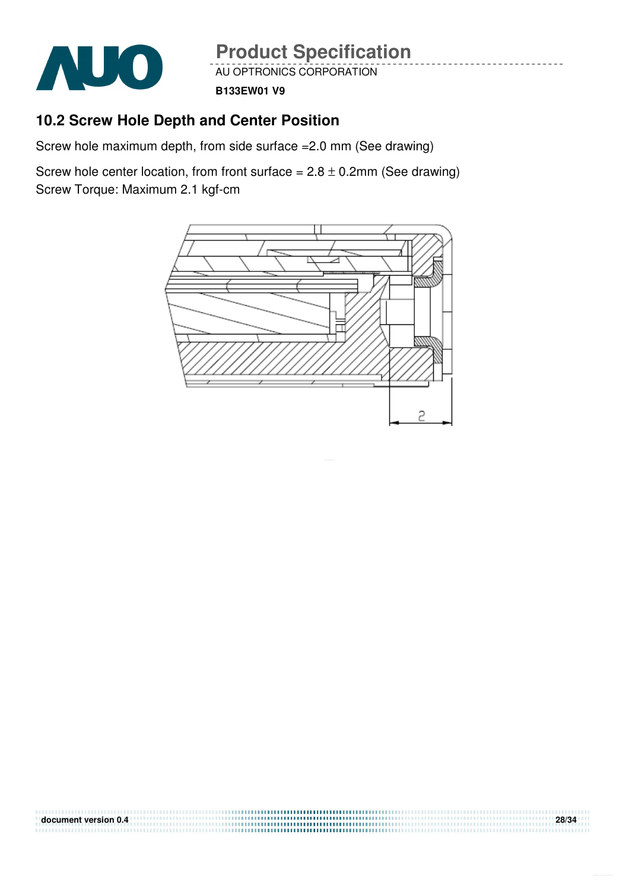## 10.2 Screw Hole Depth and Center Position

Screw hole maximum depth, from side surface =2.0 mm (See drawing)

Screw hole center location, from front surface = 2.8 ± 0.2mm (See drawing)
Screw Torque: Maximum 2.1 kgf-cm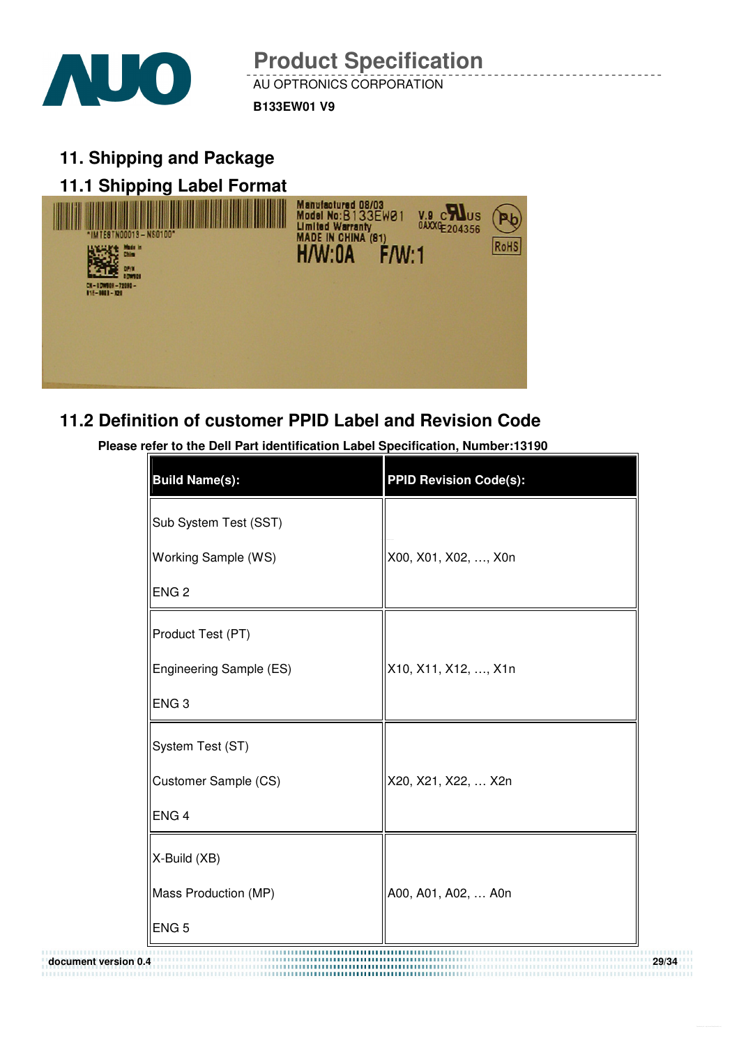## 11. Shipping and Package

### 11.1 Shipping Label Format

### 11.2 Definition of customer PPID Label and Revision Code

**Please refer to the Dell Part identification Label Specification, Number:13190**

| Build Name(s): | PPID Revision Code(s): |
|---|---|
| Sub System Test (SST)<br>Working Sample (WS)<br>ENG 2 | X00, X01, X02, …, X0n |
| Product Test (PT)<br>Engineering Sample (ES)<br>ENG 3 | X10, X11, X12, …, X1n |
| System Test (ST)<br>Customer Sample (CS)<br>ENG 4 | X20, X21, X22, … X2n |
| X-Build (XB)<br>Mass Production (MP)<br>ENG 5 | A00, A01, A02, … A0n |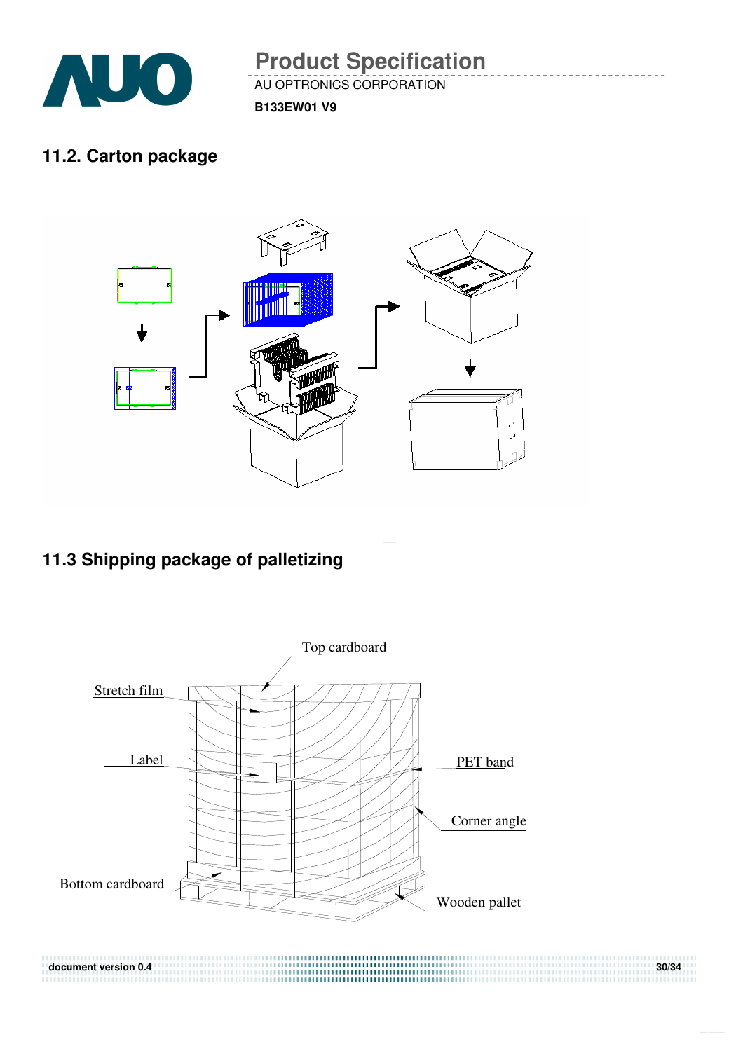## 11.2. Carton package

## 11.3 Shipping package of palletizing

Top cardboard

Stretch film

Label

PET band

Corner angle

Bottom cardboard

Wooden pallet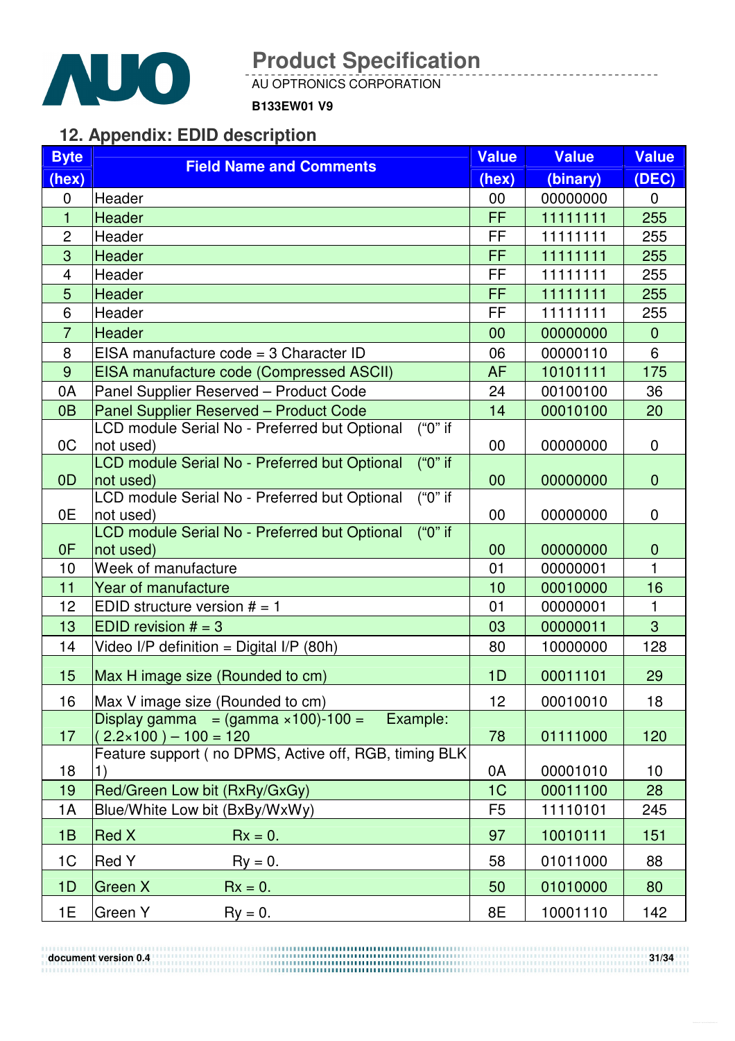## 12. Appendix: EDID description

| Byte (hex) | Field Name and Comments | Value (hex) | Value (binary) | Value (DEC) |
|---|---|---|---|---|
| 0 | Header | 00 | 00000000 | 0 |
| 1 | Header | FF | 11111111 | 255 |
| 2 | Header | FF | 11111111 | 255 |
| 3 | Header | FF | 11111111 | 255 |
| 4 | Header | FF | 11111111 | 255 |
| 5 | Header | FF | 11111111 | 255 |
| 6 | Header | FF | 11111111 | 255 |
| 7 | Header | 00 | 00000000 | 0 |
| 8 | EISA manufacture code = 3 Character ID | 06 | 00000110 | 6 |
| 9 | EISA manufacture code (Compressed ASCII) | AF | 10101111 | 175 |
| 0A | Panel Supplier Reserved – Product Code | 24 | 00100100 | 36 |
| 0B | Panel Supplier Reserved – Product Code | 14 | 00010100 | 20 |
| 0C | LCD module Serial No - Preferred but Optional ("0" if not used) | 00 | 00000000 | 0 |
| 0D | LCD module Serial No - Preferred but Optional ("0" if not used) | 00 | 00000000 | 0 |
| 0E | LCD module Serial No - Preferred but Optional ("0" if not used) | 00 | 00000000 | 0 |
| 0F | LCD module Serial No - Preferred but Optional ("0" if not used) | 00 | 00000000 | 0 |
| 10 | Week of manufacture | 01 | 00000001 | 1 |
| 11 | Year of manufacture | 10 | 00010000 | 16 |
| 12 | EDID structure version # = 1 | 01 | 00000001 | 1 |
| 13 | EDID revision # = 3 | 03 | 00000011 | 3 |
| 14 | Video I/P definition = Digital I/P (80h) | 80 | 10000000 | 128 |
| 15 | Max H image size (Rounded to cm) | 1D | 00011101 | 29 |
| 16 | Max V image size (Rounded to cm) | 12 | 00010010 | 18 |
| 17 | Display gamma = (gamma ×100)-100 = Example: ( 2.2×100 ) – 100 = 120 | 78 | 01111000 | 120 |
| 18 | Feature support ( no DPMS, Active off, RGB, timing BLK 1) | 0A | 00001010 | 10 |
| 19 | Red/Green Low bit (RxRy/GxGy) | 1C | 00011100 | 28 |
| 1A | Blue/White Low bit (BxBy/WxWy) | F5 | 11110101 | 245 |
| 1B | Red X Rx = 0. | 97 | 10010111 | 151 |
| 1C | Red Y Ry = 0. | 58 | 01011000 | 88 |
| 1D | Green X Rx = 0. | 50 | 01010000 | 80 |
| 1E | Green Y Ry = 0. | 8E | 10001110 | 142 |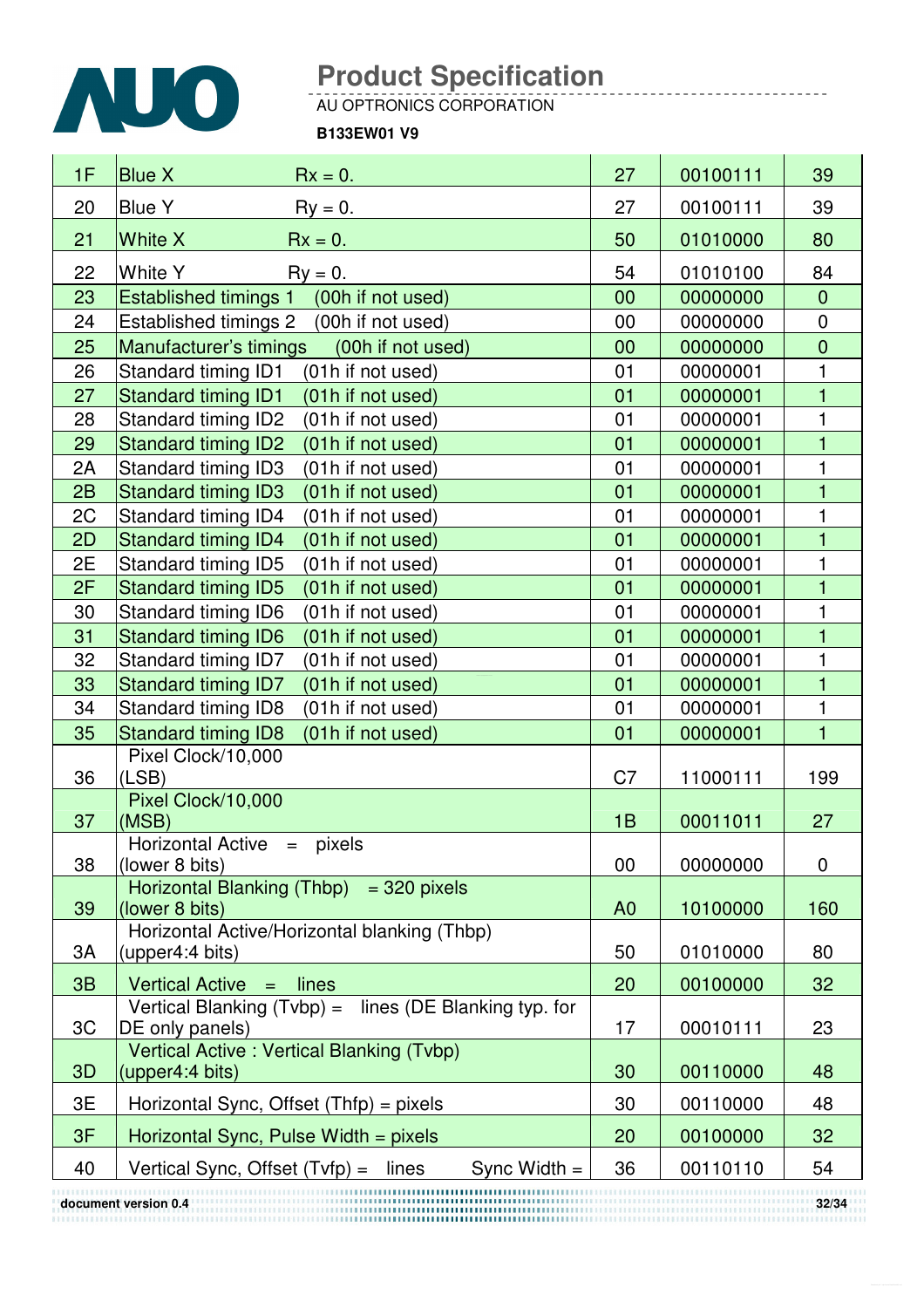| | | | | |
|---|---|---|---|---|
| 1F | Blue X Rx = 0. | 27 | 00100111 | 39 |
| 20 | Blue Y Ry = 0. | 27 | 00100111 | 39 |
| 21 | White X Rx = 0. | 50 | 01010000 | 80 |
| 22 | White Y Ry = 0. | 54 | 01010100 | 84 |
| 23 | Established timings 1 (00h if not used) | 00 | 00000000 | 0 |
| 24 | Established timings 2 (00h if not used) | 00 | 00000000 | 0 |
| 25 | Manufacturer's timings (00h if not used) | 00 | 00000000 | 0 |
| 26 | Standard timing ID1 (01h if not used) | 01 | 00000001 | 1 |
| 27 | Standard timing ID1 (01h if not used) | 01 | 00000001 | 1 |
| 28 | Standard timing ID2 (01h if not used) | 01 | 00000001 | 1 |
| 29 | Standard timing ID2 (01h if not used) | 01 | 00000001 | 1 |
| 2A | Standard timing ID3 (01h if not used) | 01 | 00000001 | 1 |
| 2B | Standard timing ID3 (01h if not used) | 01 | 00000001 | 1 |
| 2C | Standard timing ID4 (01h if not used) | 01 | 00000001 | 1 |
| 2D | Standard timing ID4 (01h if not used) | 01 | 00000001 | 1 |
| 2E | Standard timing ID5 (01h if not used) | 01 | 00000001 | 1 |
| 2F | Standard timing ID5 (01h if not used) | 01 | 00000001 | 1 |
| 30 | Standard timing ID6 (01h if not used) | 01 | 00000001 | 1 |
| 31 | Standard timing ID6 (01h if not used) | 01 | 00000001 | 1 |
| 32 | Standard timing ID7 (01h if not used) | 01 | 00000001 | 1 |
| 33 | Standard timing ID7 (01h if not used) | 01 | 00000001 | 1 |
| 34 | Standard timing ID8 (01h if not used) | 01 | 00000001 | 1 |
| 35 | Standard timing ID8 (01h if not used) | 01 | 00000001 | 1 |
| 36 | Pixel Clock/10,000 (LSB) | C7 | 11000111 | 199 |
| 37 | Pixel Clock/10,000 (MSB) | 1B | 00011011 | 27 |
| 38 | Horizontal Active = pixels (lower 8 bits) | 00 | 00000000 | 0 |
| 39 | Horizontal Blanking (Thbp) = 320 pixels (lower 8 bits) | A0 | 10100000 | 160 |
| 3A | Horizontal Active/Horizontal blanking (Thbp) (upper4:4 bits) | 50 | 01010000 | 80 |
| 3B | Vertical Active = lines | 20 | 00100000 | 32 |
| 3C | Vertical Blanking (Tvbp) = lines (DE Blanking typ. for DE only panels) | 17 | 00010111 | 23 |
| 3D | Vertical Active : Vertical Blanking (Tvbp) (upper4:4 bits) | 30 | 00110000 | 48 |
| 3E | Horizontal Sync, Offset (Thfp) = pixels | 30 | 00110000 | 48 |
| 3F | Horizontal Sync, Pulse Width = pixels | 20 | 00100000 | 32 |
| 40 | Vertical Sync, Offset (Tvfp) = lines Sync Width = | 36 | 00110110 | 54 |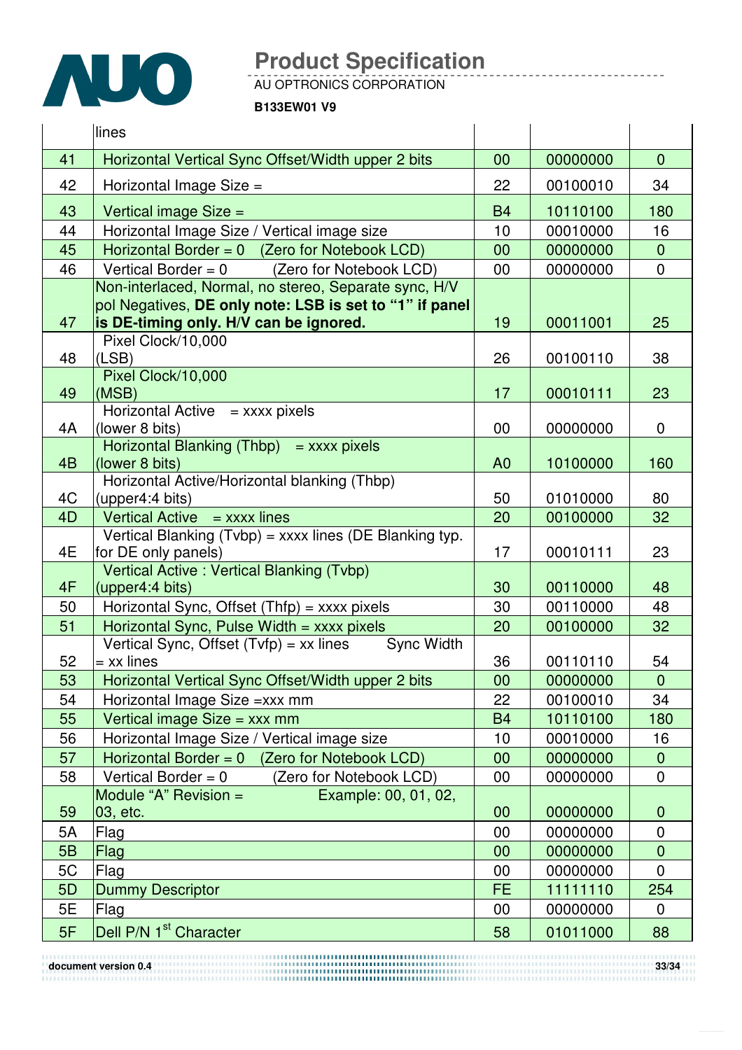| | | | | |
|---|---|---|---|---|
| | lines | | | |
| 41 | Horizontal Vertical Sync Offset/Width upper 2 bits | 00 | 00000000 | 0 |
| 42 | Horizontal Image Size = | 22 | 00100010 | 34 |
| 43 | Vertical image Size = | B4 | 10110100 | 180 |
| 44 | Horizontal Image Size / Vertical image size | 10 | 00010000 | 16 |
| 45 | Horizontal Border = 0 (Zero for Notebook LCD) | 00 | 00000000 | 0 |
| 46 | Vertical Border = 0 (Zero for Notebook LCD) | 00 | 00000000 | 0 |
| 47 | Non-interlaced, Normal, no stereo, Separate sync, H/V pol Negatives, **DE only note: LSB is set to "1" if panel is DE-timing only. H/V can be ignored.** | 19 | 00011001 | 25 |
| 48 | Pixel Clock/10,000 (LSB) | 26 | 00100110 | 38 |
| 49 | Pixel Clock/10,000 (MSB) | 17 | 00010111 | 23 |
| 4A | Horizontal Active = xxxx pixels (lower 8 bits) | 00 | 00000000 | 0 |
| 4B | Horizontal Blanking (Thbp) = xxxx pixels (lower 8 bits) | A0 | 10100000 | 160 |
| 4C | Horizontal Active/Horizontal blanking (Thbp) (upper4:4 bits) | 50 | 01010000 | 80 |
| 4D | Vertical Active = xxxx lines | 20 | 00100000 | 32 |
| 4E | Vertical Blanking (Tvbp) = xxxx lines (DE Blanking typ. for DE only panels) | 17 | 00010111 | 23 |
| 4F | Vertical Active : Vertical Blanking (Tvbp) (upper4:4 bits) | 30 | 00110000 | 48 |
| 50 | Horizontal Sync, Offset (Thfp) = xxxx pixels | 30 | 00110000 | 48 |
| 51 | Horizontal Sync, Pulse Width = xxxx pixels | 20 | 00100000 | 32 |
| 52 | Vertical Sync, Offset (Tvfp) = xx lines Sync Width = xx lines | 36 | 00110110 | 54 |
| 53 | Horizontal Vertical Sync Offset/Width upper 2 bits | 00 | 00000000 | 0 |
| 54 | Horizontal Image Size =xxx mm | 22 | 00100010 | 34 |
| 55 | Vertical image Size = xxx mm | B4 | 10110100 | 180 |
| 56 | Horizontal Image Size / Vertical image size | 10 | 00010000 | 16 |
| 57 | Horizontal Border = 0 (Zero for Notebook LCD) | 00 | 00000000 | 0 |
| 58 | Vertical Border = 0 (Zero for Notebook LCD) | 00 | 00000000 | 0 |
| 59 | Module "A" Revision = Example: 00, 01, 02, 03, etc. | 00 | 00000000 | 0 |
| 5A | Flag | 00 | 00000000 | 0 |
| 5B | Flag | 00 | 00000000 | 0 |
| 5C | Flag | 00 | 00000000 | 0 |
| 5D | Dummy Descriptor | FE | 11111110 | 254 |
| 5E | Flag | 00 | 00000000 | 0 |
| 5F | Dell P/N 1st Character | 58 | 01011000 | 88 |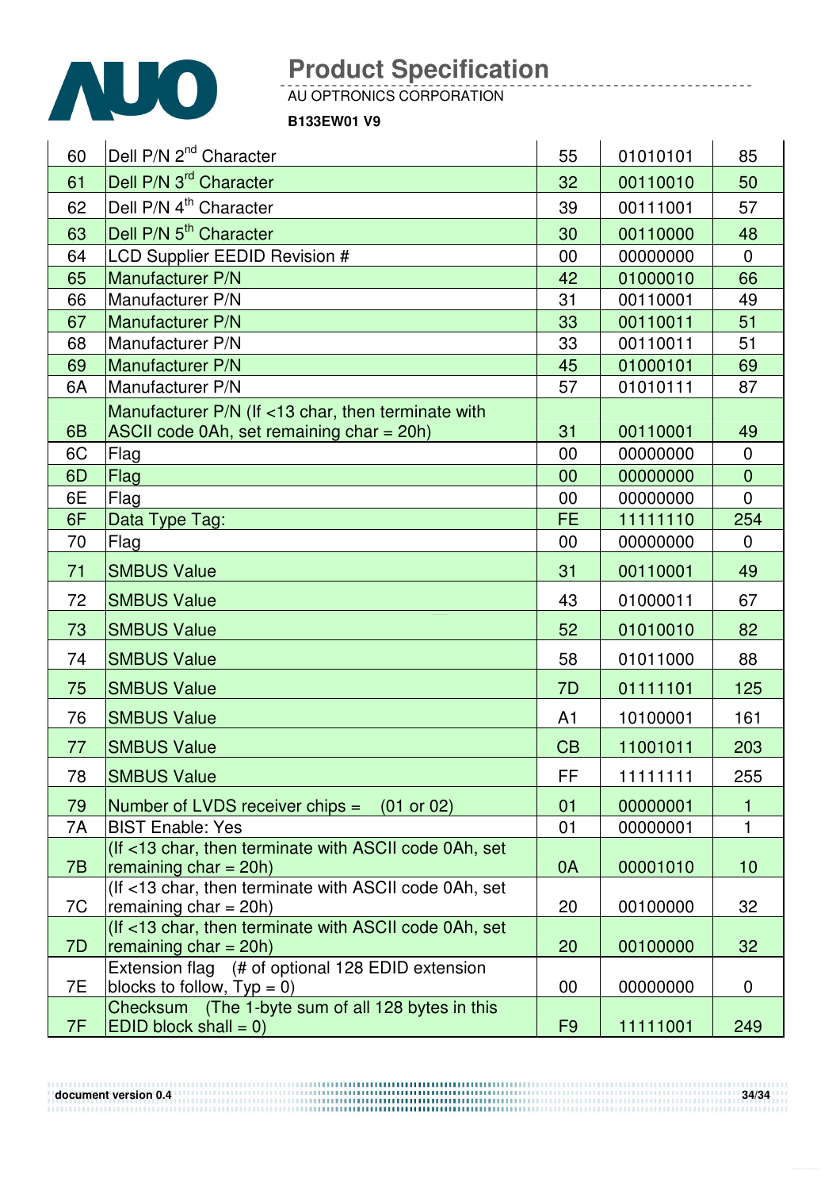| | | | | |
|---|---|---|---|---|
| 60 | Dell P/N 2nd Character | 55 | 01010101 | 85 |
| 61 | Dell P/N 3rd Character | 32 | 00110010 | 50 |
| 62 | Dell P/N 4th Character | 39 | 00111001 | 57 |
| 63 | Dell P/N 5th Character | 30 | 00110000 | 48 |
| 64 | LCD Supplier EEDID Revision # | 00 | 00000000 | 0 |
| 65 | Manufacturer P/N | 42 | 01000010 | 66 |
| 66 | Manufacturer P/N | 31 | 00110001 | 49 |
| 67 | Manufacturer P/N | 33 | 00110011 | 51 |
| 68 | Manufacturer P/N | 33 | 00110011 | 51 |
| 69 | Manufacturer P/N | 45 | 01000101 | 69 |
| 6A | Manufacturer P/N | 57 | 01010111 | 87 |
| 6B | Manufacturer P/N (If <13 char, then terminate with ASCII code 0Ah, set remaining char = 20h) | 31 | 00110001 | 49 |
| 6C | Flag | 00 | 00000000 | 0 |
| 6D | Flag | 00 | 00000000 | 0 |
| 6E | Flag | 00 | 00000000 | 0 |
| 6F | Data Type Tag: | FE | 11111110 | 254 |
| 70 | Flag | 00 | 00000000 | 0 |
| 71 | SMBUS Value | 31 | 00110001 | 49 |
| 72 | SMBUS Value | 43 | 01000011 | 67 |
| 73 | SMBUS Value | 52 | 01010010 | 82 |
| 74 | SMBUS Value | 58 | 01011000 | 88 |
| 75 | SMBUS Value | 7D | 01111101 | 125 |
| 76 | SMBUS Value | A1 | 10100001 | 161 |
| 77 | SMBUS Value | CB | 11001011 | 203 |
| 78 | SMBUS Value | FF | 11111111 | 255 |
| 79 | Number of LVDS receiver chips = (01 or 02) | 01 | 00000001 | 1 |
| 7A | BIST Enable: Yes | 01 | 00000001 | 1 |
| 7B | (If <13 char, then terminate with ASCII code 0Ah, set remaining char = 20h) | 0A | 00001010 | 10 |
| 7C | (If <13 char, then terminate with ASCII code 0Ah, set remaining char = 20h) | 20 | 00100000 | 32 |
| 7D | (If <13 char, then terminate with ASCII code 0Ah, set remaining char = 20h) | 20 | 00100000 | 32 |
| 7E | Extension flag (# of optional 128 EDID extension blocks to follow, Typ = 0) | 00 | 00000000 | 0 |
| 7F | Checksum (The 1-byte sum of all 128 bytes in this EDID block shall = 0) | F9 | 11111001 | 249 |